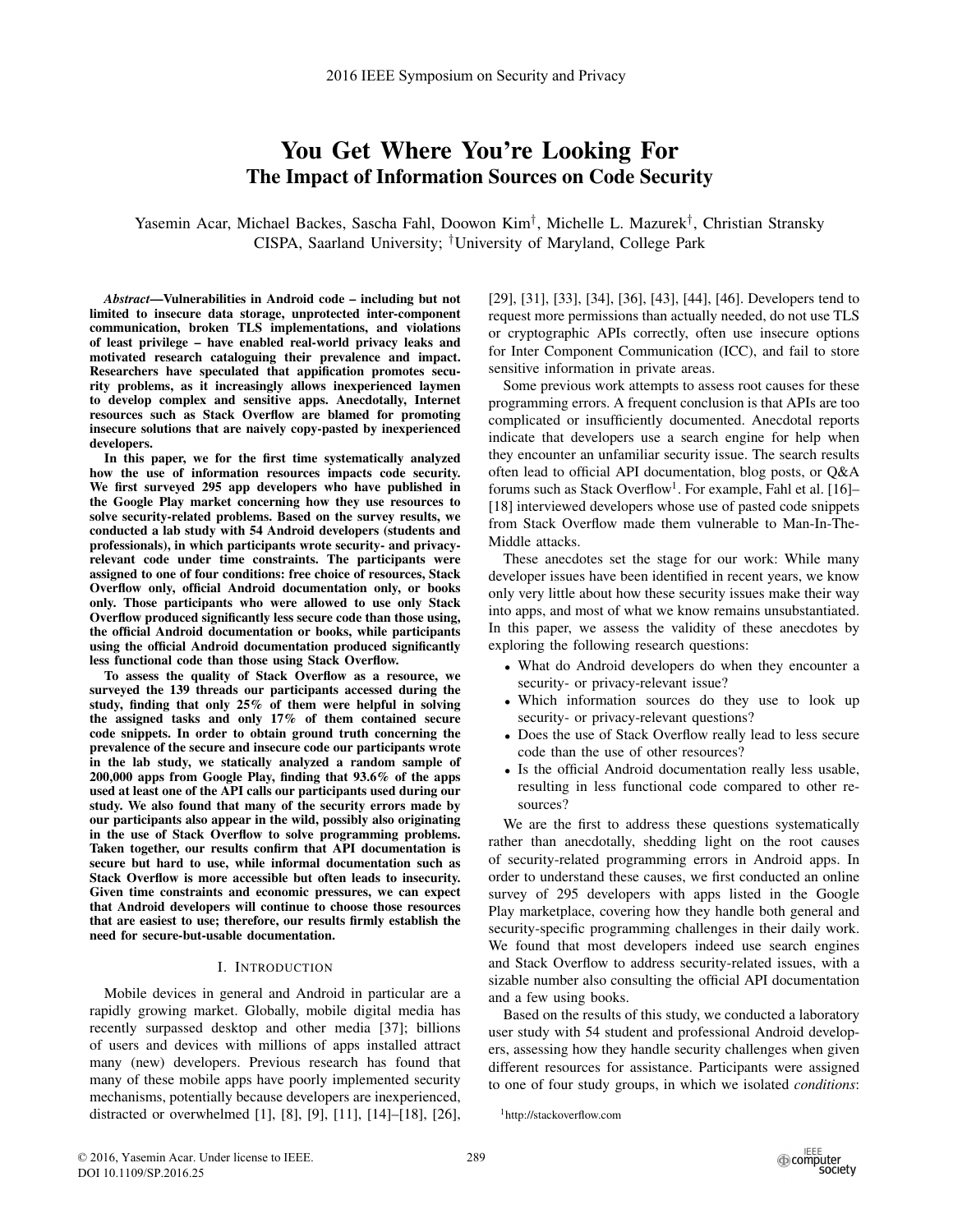# You Get Where You're Looking For
## The Impact of Information Sources on Code Security

Yasemin Acar, Michael Backes, Sascha Fahl, Doowon Kim[†], Michelle L. Mazurek[†], Christian Stransky
CISPA, Saarland University; [†]University of Maryland, College Park

***Abstract*—Vulnerabilities in Android code – including but not limited to insecure data storage, unprotected inter-component communication, broken TLS implementations, and violations of least privilege – have enabled real-world privacy leaks and motivated research cataloguing their prevalence and impact. Researchers have speculated that appification promotes security problems, as it increasingly allows inexperienced laymen to develop complex and sensitive apps. Anecdotally, Internet resources such as Stack Overflow are blamed for promoting insecure solutions that are naively copy-pasted by inexperienced developers.**

**In this paper, we for the first time systematically analyzed how the use of information resources impacts code security. We first surveyed 295 app developers who have published in the Google Play market concerning how they use resources to solve security-related problems. Based on the survey results, we conducted a lab study with 54 Android developers (students and professionals), in which participants wrote security- and privacy-relevant code under time constraints. The participants were assigned to one of four conditions: free choice of resources, Stack Overflow only, official Android documentation only, or books only. Those participants who were allowed to use only Stack Overflow produced significantly less secure code than those using, the official Android documentation or books, while participants using the official Android documentation produced significantly less functional code than those using Stack Overflow.**

**To assess the quality of Stack Overflow as a resource, we surveyed the 139 threads our participants accessed during the study, finding that only 25% of them were helpful in solving the assigned tasks and only 17% of them contained secure code snippets. In order to obtain ground truth concerning the prevalence of the secure and insecure code our participants wrote in the lab study, we statically analyzed a random sample of 200,000 apps from Google Play, finding that 93.6% of the apps used at least one of the API calls our participants used during our study. We also found that many of the security errors made by our participants also appear in the wild, possibly also originating in the use of Stack Overflow to solve programming problems. Taken together, our results confirm that API documentation is secure but hard to use, while informal documentation such as Stack Overflow is more accessible but often leads to insecurity. Given time constraints and economic pressures, we can expect that Android developers will continue to choose those resources that are easiest to use; therefore, our results firmly establish the need for secure-but-usable documentation.**

## I. Introduction

Mobile devices in general and Android in particular are a rapidly growing market. Globally, mobile digital media has recently surpassed desktop and other media [37]; billions of users and devices with millions of apps installed attract many (new) developers. Previous research has found that many of these mobile apps have poorly implemented security mechanisms, potentially because developers are inexperienced, distracted or overwhelmed [1], [8], [9], [11], [14]–[18], [26], [29], [31], [33], [34], [36], [43], [44], [46]. Developers tend to request more permissions than actually needed, do not use TLS or cryptographic APIs correctly, often use insecure options for Inter Component Communication (ICC), and fail to store sensitive information in private areas.

Some previous work attempts to assess root causes for these programming errors. A frequent conclusion is that APIs are too complicated or insufficiently documented. Anecdotal reports indicate that developers use a search engine for help when they encounter an unfamiliar security issue. The search results often lead to official API documentation, blog posts, or Q&A forums such as Stack Overflow[1]. For example, Fahl et al. [16]–[18] interviewed developers whose use of pasted code snippets from Stack Overflow made them vulnerable to Man-In-The-Middle attacks.

These anecdotes set the stage for our work: While many developer issues have been identified in recent years, we know only very little about how these security issues make their way into apps, and most of what we know remains unsubstantiated. In this paper, we assess the validity of these anecdotes by exploring the following research questions:

- What do Android developers do when they encounter a security- or privacy-relevant issue?
- Which information sources do they use to look up security- or privacy-relevant questions?
- Does the use of Stack Overflow really lead to less secure code than the use of other resources?
- Is the official Android documentation really less usable, resulting in less functional code compared to other resources?

We are the first to address these questions systematically rather than anecdotally, shedding light on the root causes of security-related programming errors in Android apps. In order to understand these causes, we first conducted an online survey of 295 developers with apps listed in the Google Play marketplace, covering how they handle both general and security-specific programming challenges in their daily work. We found that most developers indeed use search engines and Stack Overflow to address security-related issues, with a sizable number also consulting the official API documentation and a few using books.

Based on the results of this study, we conducted a laboratory user study with 54 student and professional Android developers, assessing how they handle security challenges when given different resources for assistance. Participants were assigned to one of four study groups, in which we isolated *conditions*:

[1]http://stackoverflow.com

© 2016, Yasemin Acar. Under license to IEEE.
DOI 10.1109/SP.2016.25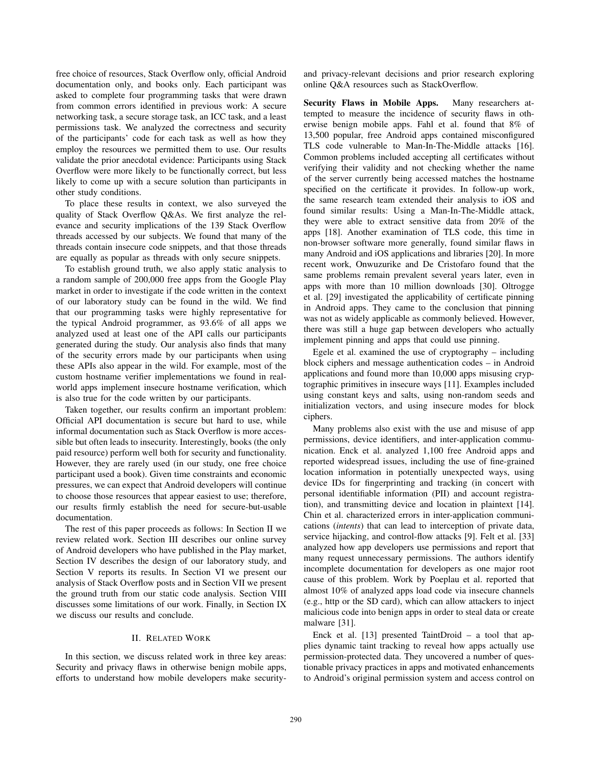free choice of resources, Stack Overflow only, official Android documentation only, and books only. Each participant was asked to complete four programming tasks that were drawn from common errors identified in previous work: A secure networking task, a secure storage task, an ICC task, and a least permissions task. We analyzed the correctness and security of the participants' code for each task as well as how they employ the resources we permitted them to use. Our results validate the prior anecdotal evidence: Participants using Stack Overflow were more likely to be functionally correct, but less likely to come up with a secure solution than participants in other study conditions.

To place these results in context, we also surveyed the quality of Stack Overflow Q&As. We first analyze the relevance and security implications of the 139 Stack Overflow threads accessed by our subjects. We found that many of the threads contain insecure code snippets, and that those threads are equally as popular as threads with only secure snippets.

To establish ground truth, we also apply static analysis to a random sample of 200,000 free apps from the Google Play market in order to investigate if the code written in the context of our laboratory study can be found in the wild. We find that our programming tasks were highly representative for the typical Android programmer, as 93.6% of all apps we analyzed used at least one of the API calls our participants generated during the study. Our analysis also finds that many of the security errors made by our participants when using these APIs also appear in the wild. For example, most of the custom hostname verifier implementations we found in real-world apps implement insecure hostname verification, which is also true for the code written by our participants.

Taken together, our results confirm an important problem: Official API documentation is secure but hard to use, while informal documentation such as Stack Overflow is more accessible but often leads to insecurity. Interestingly, books (the only paid resource) perform well both for security and functionality. However, they are rarely used (in our study, one free choice participant used a book). Given time constraints and economic pressures, we can expect that Android developers will continue to choose those resources that appear easiest to use; therefore, our results firmly establish the need for secure-but-usable documentation.

The rest of this paper proceeds as follows: In Section II we review related work. Section III describes our online survey of Android developers who have published in the Play market, Section IV describes the design of our laboratory study, and Section V reports its results. In Section VI we present our analysis of Stack Overflow posts and in Section VII we present the ground truth from our static code analysis. Section VIII discusses some limitations of our work. Finally, in Section IX we discuss our results and conclude.

## II. Related Work

In this section, we discuss related work in three key areas: Security and privacy flaws in otherwise benign mobile apps, efforts to understand how mobile developers make security- and privacy-relevant decisions and prior research exploring online Q&A resources such as StackOverflow.

**Security Flaws in Mobile Apps.** Many researchers attempted to measure the incidence of security flaws in otherwise benign mobile apps. Fahl et al. found that 8% of 13,500 popular, free Android apps contained misconfigured TLS code vulnerable to Man-In-The-Middle attacks [16]. Common problems included accepting all certificates without verifying their validity and not checking whether the name of the server currently being accessed matches the hostname specified on the certificate it provides. In follow-up work, the same research team extended their analysis to iOS and found similar results: Using a Man-In-The-Middle attack, they were able to extract sensitive data from 20% of the apps [18]. Another examination of TLS code, this time in non-browser software more generally, found similar flaws in many Android and iOS applications and libraries [20]. In more recent work, Onwuzurike and De Cristofaro found that the same problems remain prevalent several years later, even in apps with more than 10 million downloads [30]. Oltrogge et al. [29] investigated the applicability of certificate pinning in Android apps. They came to the conclusion that pinning was not as widely applicable as commonly believed. However, there was still a huge gap between developers who actually implement pinning and apps that could use pinning.

Egele et al. examined the use of cryptography – including block ciphers and message authentication codes – in Android applications and found more than 10,000 apps misusing cryptographic primitives in insecure ways [11]. Examples included using constant keys and salts, using non-random seeds and initialization vectors, and using insecure modes for block ciphers.

Many problems also exist with the use and misuse of app permissions, device identifiers, and inter-application communication. Enck et al. analyzed 1,100 free Android apps and reported widespread issues, including the use of fine-grained location information in potentially unexpected ways, using device IDs for fingerprinting and tracking (in concert with personal identifiable information (PII) and account registration), and transmitting device and location in plaintext [14]. Chin et al. characterized errors in inter-application communications (*intents*) that can lead to interception of private data, service hijacking, and control-flow attacks [9]. Felt et al. [33] analyzed how app developers use permissions and report that many request unnecessary permissions. The authors identify incomplete documentation for developers as one major root cause of this problem. Work by Poeplau et al. reported that almost 10% of analyzed apps load code via insecure channels (e.g., http or the SD card), which can allow attackers to inject malicious code into benign apps in order to steal data or create malware [31].

Enck et al. [13] presented TaintDroid – a tool that applies dynamic taint tracking to reveal how apps actually use permission-protected data. They uncovered a number of questionable privacy practices in apps and motivated enhancements to Android's original permission system and access control on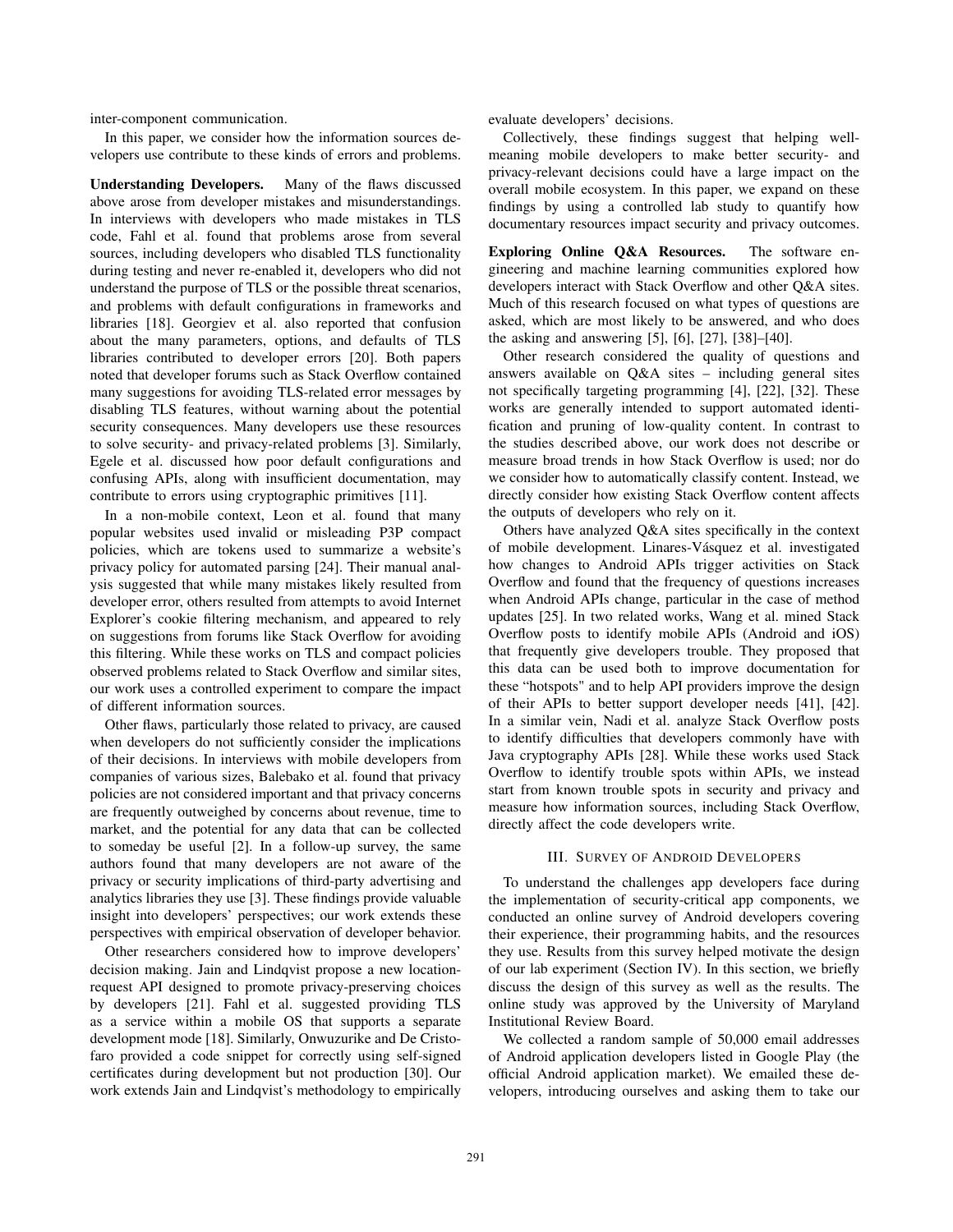inter-component communication.

In this paper, we consider how the information sources developers use contribute to these kinds of errors and problems.

**Understanding Developers.** Many of the flaws discussed above arose from developer mistakes and misunderstandings. In interviews with developers who made mistakes in TLS code, Fahl et al. found that problems arose from several sources, including developers who disabled TLS functionality during testing and never re-enabled it, developers who did not understand the purpose of TLS or the possible threat scenarios, and problems with default configurations in frameworks and libraries [18]. Georgiev et al. also reported that confusion about the many parameters, options, and defaults of TLS libraries contributed to developer errors [20]. Both papers noted that developer forums such as Stack Overflow contained many suggestions for avoiding TLS-related error messages by disabling TLS features, without warning about the potential security consequences. Many developers use these resources to solve security- and privacy-related problems [3]. Similarly, Egele et al. discussed how poor default configurations and confusing APIs, along with insufficient documentation, may contribute to errors using cryptographic primitives [11].

In a non-mobile context, Leon et al. found that many popular websites used invalid or misleading P3P compact policies, which are tokens used to summarize a website's privacy policy for automated parsing [24]. Their manual analysis suggested that while many mistakes likely resulted from developer error, others resulted from attempts to avoid Internet Explorer's cookie filtering mechanism, and appeared to rely on suggestions from forums like Stack Overflow for avoiding this filtering. While these works on TLS and compact policies observed problems related to Stack Overflow and similar sites, our work uses a controlled experiment to compare the impact of different information sources.

Other flaws, particularly those related to privacy, are caused when developers do not sufficiently consider the implications of their decisions. In interviews with mobile developers from companies of various sizes, Balebako et al. found that privacy policies are not considered important and that privacy concerns are frequently outweighed by concerns about revenue, time to market, and the potential for any data that can be collected to someday be useful [2]. In a follow-up survey, the same authors found that many developers are not aware of the privacy or security implications of third-party advertising and analytics libraries they use [3]. These findings provide valuable insight into developers' perspectives; our work extends these perspectives with empirical observation of developer behavior.

Other researchers considered how to improve developers' decision making. Jain and Lindqvist propose a new location-request API designed to promote privacy-preserving choices by developers [21]. Fahl et al. suggested providing TLS as a service within a mobile OS that supports a separate development mode [18]. Similarly, Onwuzurike and De Cristofaro provided a code snippet for correctly using self-signed certificates during development but not production [30]. Our work extends Jain and Lindqvist's methodology to empirically evaluate developers' decisions.

Collectively, these findings suggest that helping well-meaning mobile developers to make better security- and privacy-relevant decisions could have a large impact on the overall mobile ecosystem. In this paper, we expand on these findings by using a controlled lab study to quantify how documentary resources impact security and privacy outcomes.

**Exploring Online Q&A Resources.** The software engineering and machine learning communities explored how developers interact with Stack Overflow and other Q&A sites. Much of this research focused on what types of questions are asked, which are most likely to be answered, and who does the asking and answering [5], [6], [27], [38]–[40].

Other research considered the quality of questions and answers available on Q&A sites – including general sites not specifically targeting programming [4], [22], [32]. These works are generally intended to support automated identification and pruning of low-quality content. In contrast to the studies described above, our work does not describe or measure broad trends in how Stack Overflow is used; nor do we consider how to automatically classify content. Instead, we directly consider how existing Stack Overflow content affects the outputs of developers who rely on it.

Others have analyzed Q&A sites specifically in the context of mobile development. Linares-Vásquez et al. investigated how changes to Android APIs trigger activities on Stack Overflow and found that the frequency of questions increases when Android APIs change, particular in the case of method updates [25]. In two related works, Wang et al. mined Stack Overflow posts to identify mobile APIs (Android and iOS) that frequently give developers trouble. They proposed that this data can be used both to improve documentation for these "hotspots" and to help API providers improve the design of their APIs to better support developer needs [41], [42]. In a similar vein, Nadi et al. analyze Stack Overflow posts to identify difficulties that developers commonly have with Java cryptography APIs [28]. While these works used Stack Overflow to identify trouble spots within APIs, we instead start from known trouble spots in security and privacy and measure how information sources, including Stack Overflow, directly affect the code developers write.

## III. Survey of Android Developers

To understand the challenges app developers face during the implementation of security-critical app components, we conducted an online survey of Android developers covering their experience, their programming habits, and the resources they use. Results from this survey helped motivate the design of our lab experiment (Section IV). In this section, we briefly discuss the design of this survey as well as the results. The online study was approved by the University of Maryland Institutional Review Board.

We collected a random sample of 50,000 email addresses of Android application developers listed in Google Play (the official Android application market). We emailed these developers, introducing ourselves and asking them to take our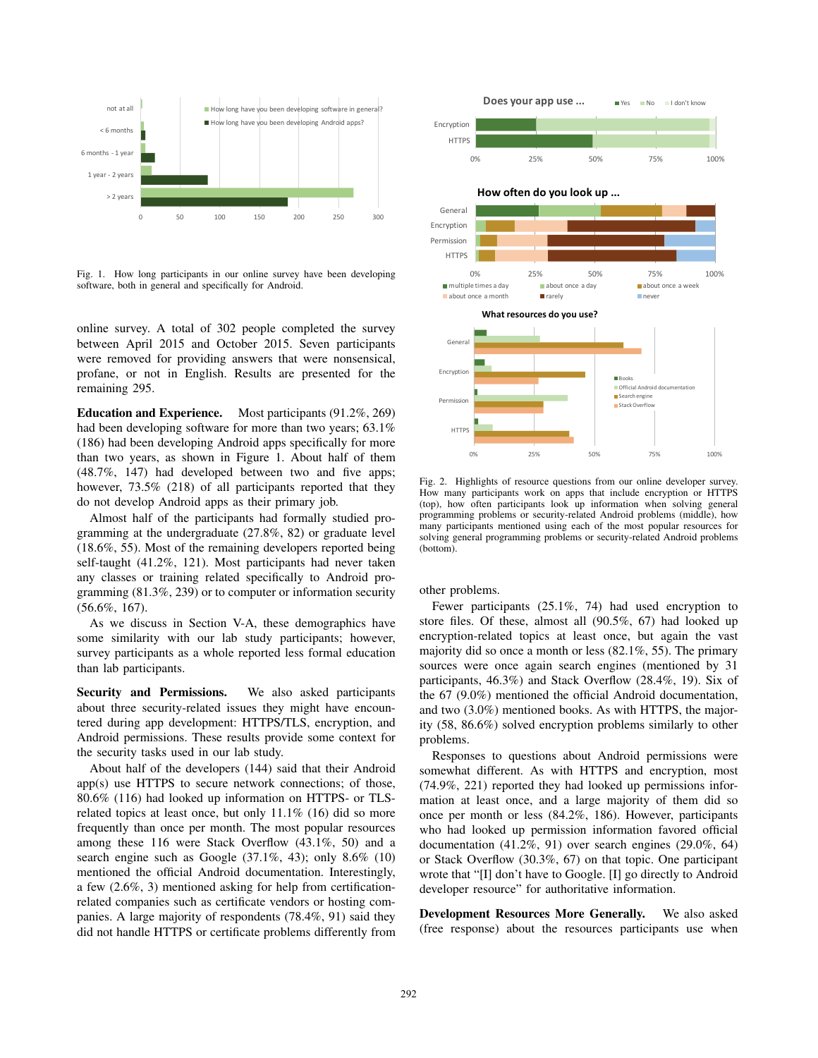Fig. 1. How long participants in our online survey have been developing software, both in general and specifically for Android.

online survey. A total of 302 people completed the survey between April 2015 and October 2015. Seven participants were removed for providing answers that were nonsensical, profane, or not in English. Results are presented for the remaining 295.

**Education and Experience.** Most participants (91.2%, 269) had been developing software for more than two years; 63.1% (186) had been developing Android apps specifically for more than two years, as shown in Figure 1. About half of them (48.7%, 147) had developed between two and five apps; however, 73.5% (218) of all participants reported that they do not develop Android apps as their primary job.

Almost half of the participants had formally studied programming at the undergraduate (27.8%, 82) or graduate level (18.6%, 55). Most of the remaining developers reported being self-taught (41.2%, 121). Most participants had never taken any classes or training related specifically to Android programming (81.3%, 239) or to computer or information security (56.6%, 167).

As we discuss in Section V-A, these demographics have some similarity with our lab study participants; however, survey participants as a whole reported less formal education than lab participants.

**Security and Permissions.** We also asked participants about three security-related issues they might have encountered during app development: HTTPS/TLS, encryption, and Android permissions. These results provide some context for the security tasks used in our lab study.

About half of the developers (144) said that their Android app(s) use HTTPS to secure network connections; of those, 80.6% (116) had looked up information on HTTPS- or TLS-related topics at least once, but only 11.1% (16) did so more frequently than once per month. The most popular resources among these 116 were Stack Overflow (43.1%, 50) and a search engine such as Google (37.1%, 43); only 8.6% (10) mentioned the official Android documentation. Interestingly, a few (2.6%, 3) mentioned asking for help from certification-related companies such as certificate vendors or hosting companies. A large majority of respondents (78.4%, 91) said they did not handle HTTPS or certificate problems differently from other problems.

Fig. 2. Highlights of resource questions from our online developer survey. How many participants work on apps that include encryption or HTTPS (top), how often participants look up information when solving general programming problems or security-related Android problems (middle), how many participants mentioned using each of the most popular resources for solving general programming problems or security-related Android problems (bottom).

Fewer participants (25.1%, 74) had used encryption to store files. Of these, almost all (90.5%, 67) had looked up encryption-related topics at least once, but again the vast majority did so once a month or less (82.1%, 55). The primary sources were once again search engines (mentioned by 31 participants, 46.3%) and Stack Overflow (28.4%, 19). Six of the 67 (9.0%) mentioned the official Android documentation, and two (3.0%) mentioned books. As with HTTPS, the majority (58, 86.6%) solved encryption problems similarly to other problems.

Responses to questions about Android permissions were somewhat different. As with HTTPS and encryption, most (74.9%, 221) reported they had looked up permissions information at least once, and a large majority of them did so once per month or less (84.2%, 186). However, participants who had looked up permission information favored official documentation (41.2%, 91) over search engines (29.0%, 64) or Stack Overflow (30.3%, 67) on that topic. One participant wrote that "[I] don't have to Google. [I] go directly to Android developer resource" for authoritative information.

**Development Resources More Generally.** We also asked (free response) about the resources participants use when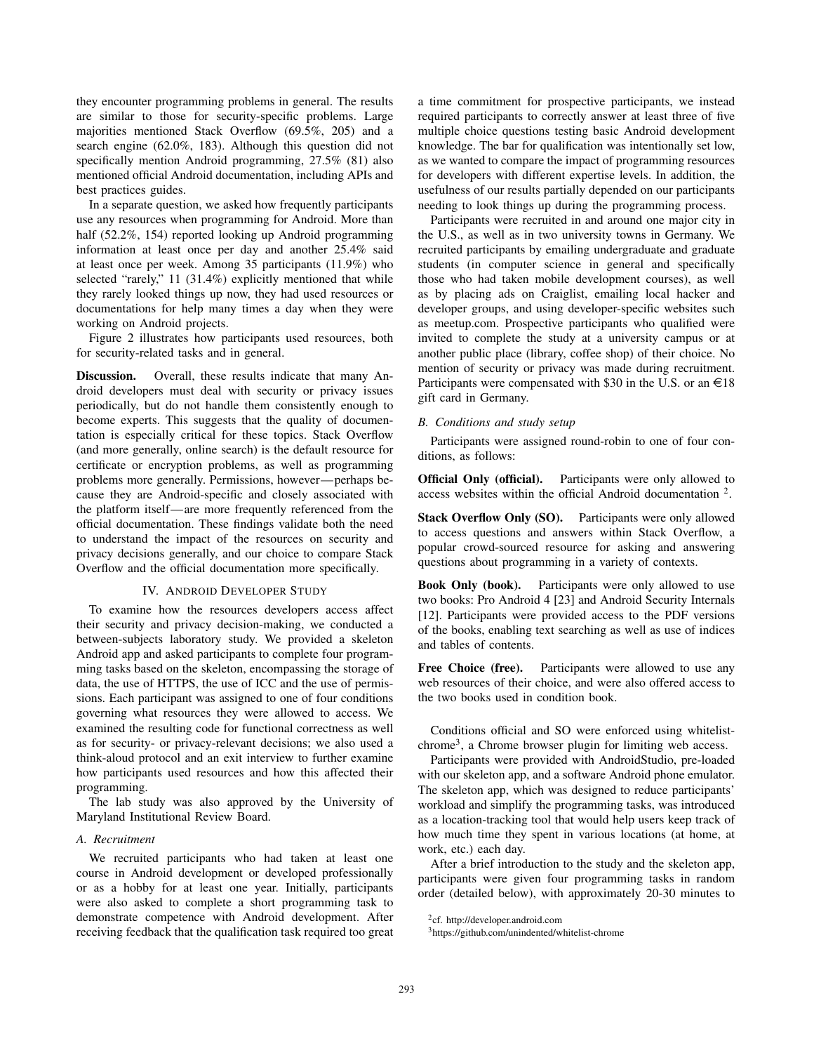they encounter programming problems in general. The results are similar to those for security-specific problems. Large majorities mentioned Stack Overflow (69.5%, 205) and a search engine (62.0%, 183). Although this question did not specifically mention Android programming, 27.5% (81) also mentioned official Android documentation, including APIs and best practices guides.

In a separate question, we asked how frequently participants use any resources when programming for Android. More than half (52.2%, 154) reported looking up Android programming information at least once per day and another 25.4% said at least once per week. Among 35 participants (11.9%) who selected "rarely," 11 (31.4%) explicitly mentioned that while they rarely looked things up now, they had used resources or documentations for help many times a day when they were working on Android projects.

Figure 2 illustrates how participants used resources, both for security-related tasks and in general.

**Discussion.** Overall, these results indicate that many Android developers must deal with security or privacy issues periodically, but do not handle them consistently enough to become experts. This suggests that the quality of documentation is especially critical for these topics. Stack Overflow (and more generally, online search) is the default resource for certificate or encryption problems, as well as programming problems more generally. Permissions, however—perhaps because they are Android-specific and closely associated with the platform itself—are more frequently referenced from the official documentation. These findings validate both the need to understand the impact of the resources on security and privacy decisions generally, and our choice to compare Stack Overflow and the official documentation more specifically.

## IV. Android Developer Study

To examine how the resources developers access affect their security and privacy decision-making, we conducted a between-subjects laboratory study. We provided a skeleton Android app and asked participants to complete four programming tasks based on the skeleton, encompassing the storage of data, the use of HTTPS, the use of ICC and the use of permissions. Each participant was assigned to one of four conditions governing what resources they were allowed to access. We examined the resulting code for functional correctness as well as for security- or privacy-relevant decisions; we also used a think-aloud protocol and an exit interview to further examine how participants used resources and how this affected their programming.

The lab study was also approved by the University of Maryland Institutional Review Board.

### A. Recruitment

We recruited participants who had taken at least one course in Android development or developed professionally or as a hobby for at least one year. Initially, participants were also asked to complete a short programming task to demonstrate competence with Android development. After receiving feedback that the qualification task required too great a time commitment for prospective participants, we instead required participants to correctly answer at least three of five multiple choice questions testing basic Android development knowledge. The bar for qualification was intentionally set low, as we wanted to compare the impact of programming resources for developers with different expertise levels. In addition, the usefulness of our results partially depended on our participants needing to look things up during the programming process.

Participants were recruited in and around one major city in the U.S., as well as in two university towns in Germany. We recruited participants by emailing undergraduate and graduate students (in computer science in general and specifically those who had taken mobile development courses), as well as by placing ads on Craiglist, emailing local hacker and developer groups, and using developer-specific websites such as meetup.com. Prospective participants who qualified were invited to complete the study at a university campus or at another public place (library, coffee shop) of their choice. No mention of security or privacy was made during recruitment. Participants were compensated with $30 in the U.S. or an €18 gift card in Germany.

### B. Conditions and study setup

Participants were assigned round-robin to one of four conditions, as follows:

**Official Only (official).** Participants were only allowed to access websites within the official Android documentation [2].

**Stack Overflow Only (SO).** Participants were only allowed to access questions and answers within Stack Overflow, a popular crowd-sourced resource for asking and answering questions about programming in a variety of contexts.

**Book Only (book).** Participants were only allowed to use two books: Pro Android 4 [23] and Android Security Internals [12]. Participants were provided access to the PDF versions of the books, enabling text searching as well as use of indices and tables of contents.

**Free Choice (free).** Participants were allowed to use any web resources of their choice, and were also offered access to the two books used in condition book.

Conditions official and SO were enforced using whitelist-chrome[3], a Chrome browser plugin for limiting web access.

Participants were provided with AndroidStudio, pre-loaded with our skeleton app, and a software Android phone emulator. The skeleton app, which was designed to reduce participants' workload and simplify the programming tasks, was introduced as a location-tracking tool that would help users keep track of how much time they spent in various locations (at home, at work, etc.) each day.

After a brief introduction to the study and the skeleton app, participants were given four programming tasks in random order (detailed below), with approximately 20-30 minutes to

[2] cf. http://developer.android.com

[3] https://github.com/unindented/whitelist-chrome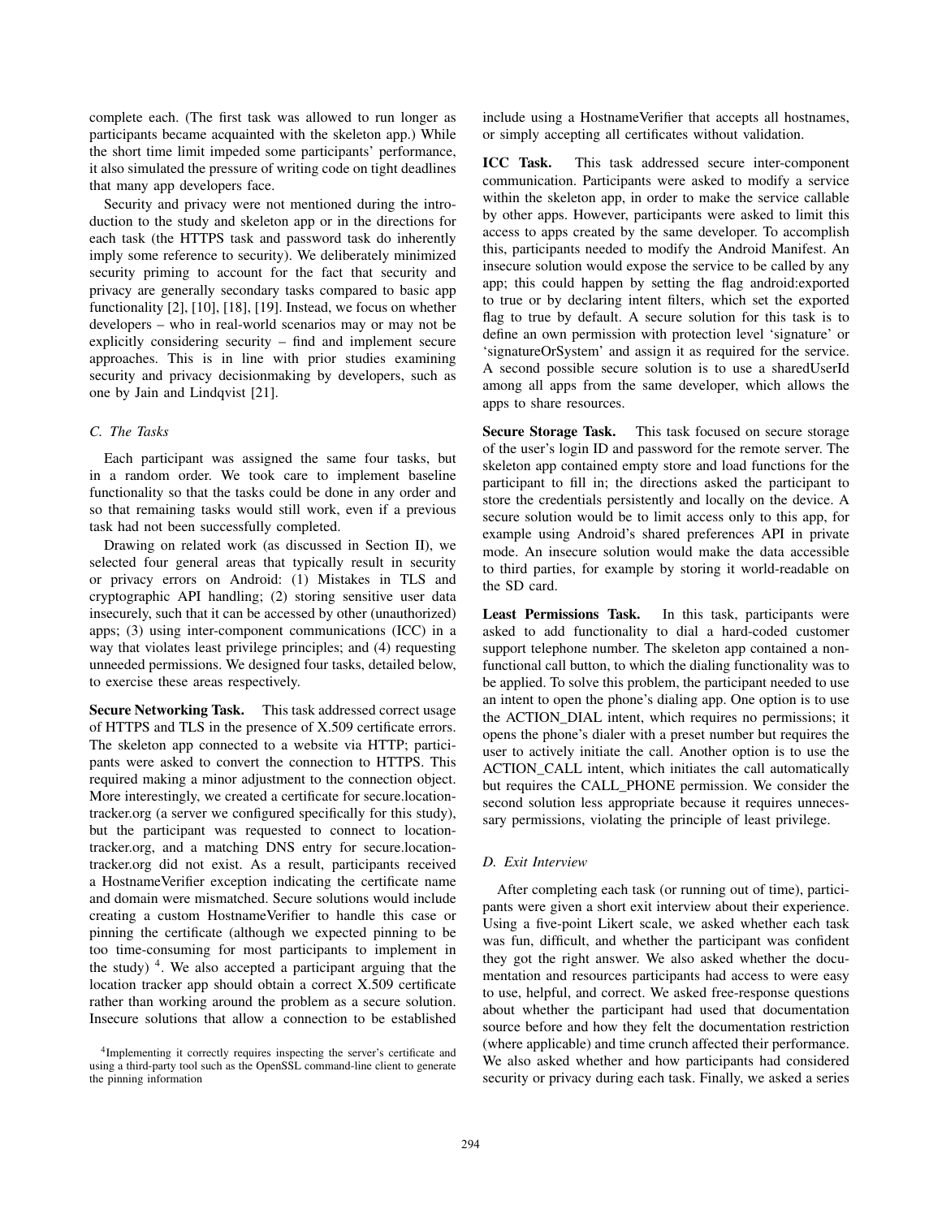complete each. (The first task was allowed to run longer as participants became acquainted with the skeleton app.) While the short time limit impeded some participants' performance, it also simulated the pressure of writing code on tight deadlines that many app developers face.

Security and privacy were not mentioned during the introduction to the study and skeleton app or in the directions for each task (the HTTPS task and password task do inherently imply some reference to security). We deliberately minimized security priming to account for the fact that security and privacy are generally secondary tasks compared to basic app functionality [2], [10], [18], [19]. Instead, we focus on whether developers – who in real-world scenarios may or may not be explicitly considering security – find and implement secure approaches. This is in line with prior studies examining security and privacy decisionmaking by developers, such as one by Jain and Lindqvist [21].

### C. The Tasks

Each participant was assigned the same four tasks, but in a random order. We took care to implement baseline functionality so that the tasks could be done in any order and so that remaining tasks would still work, even if a previous task had not been successfully completed.

Drawing on related work (as discussed in Section II), we selected four general areas that typically result in security or privacy errors on Android: (1) Mistakes in TLS and cryptographic API handling; (2) storing sensitive user data insecurely, such that it can be accessed by other (unauthorized) apps; (3) using inter-component communications (ICC) in a way that violates least privilege principles; and (4) requesting unneeded permissions. We designed four tasks, detailed below, to exercise these areas respectively.

**Secure Networking Task.** This task addressed correct usage of HTTPS and TLS in the presence of X.509 certificate errors. The skeleton app connected to a website via HTTP; participants were asked to convert the connection to HTTPS. This required making a minor adjustment to the connection object. More interestingly, we created a certificate for secure.location-tracker.org (a server we configured specifically for this study), but the participant was requested to connect to location-tracker.org, and a matching DNS entry for secure.location-tracker.org did not exist. As a result, participants received a HostnameVerifier exception indicating the certificate name and domain were mismatched. Secure solutions would include creating a custom HostnameVerifier to handle this case or pinning the certificate (although we expected pinning to be too time-consuming for most participants to implement in the study) [4]. We also accepted a participant arguing that the location tracker app should obtain a correct X.509 certificate rather than working around the problem as a secure solution. Insecure solutions that allow a connection to be established include using a HostnameVerifier that accepts all hostnames, or simply accepting all certificates without validation.

**ICC Task.** This task addressed secure inter-component communication. Participants were asked to modify a service within the skeleton app, in order to make the service callable by other apps. However, participants were asked to limit this access to apps created by the same developer. To accomplish this, participants needed to modify the Android Manifest. An insecure solution would expose the service to be called by any app; this could happen by setting the flag android:exported to true or by declaring intent filters, which set the exported flag to true by default. A secure solution for this task is to define an own permission with protection level 'signature' or 'signatureOrSystem' and assign it as required for the service. A second possible secure solution is to use a sharedUserId among all apps from the same developer, which allows the apps to share resources.

**Secure Storage Task.** This task focused on secure storage of the user's login ID and password for the remote server. The skeleton app contained empty store and load functions for the participant to fill in; the directions asked the participant to store the credentials persistently and locally on the device. A secure solution would be to limit access only to this app, for example using Android's shared preferences API in private mode. An insecure solution would make the data accessible to third parties, for example by storing it world-readable on the SD card.

**Least Permissions Task.** In this task, participants were asked to add functionality to dial a hard-coded customer support telephone number. The skeleton app contained a non-functional call button, to which the dialing functionality was to be applied. To solve this problem, the participant needed to use an intent to open the phone's dialing app. One option is to use the ACTION_DIAL intent, which requires no permissions; it opens the phone's dialer with a preset number but requires the user to actively initiate the call. Another option is to use the ACTION_CALL intent, which initiates the call automatically but requires the CALL_PHONE permission. We consider the second solution less appropriate because it requires unnecessary permissions, violating the principle of least privilege.

### D. Exit Interview

After completing each task (or running out of time), participants were given a short exit interview about their experience. Using a five-point Likert scale, we asked whether each task was fun, difficult, and whether the participant was confident they got the right answer. We also asked whether the documentation and resources participants had access to were easy to use, helpful, and correct. We asked free-response questions about whether the participant had used that documentation source before and how they felt the documentation restriction (where applicable) and time crunch affected their performance. We also asked whether and how participants had considered security or privacy during each task. Finally, we asked a series

[4] Implementing it correctly requires inspecting the server's certificate and using a third-party tool such as the OpenSSL command-line client to generate the pinning information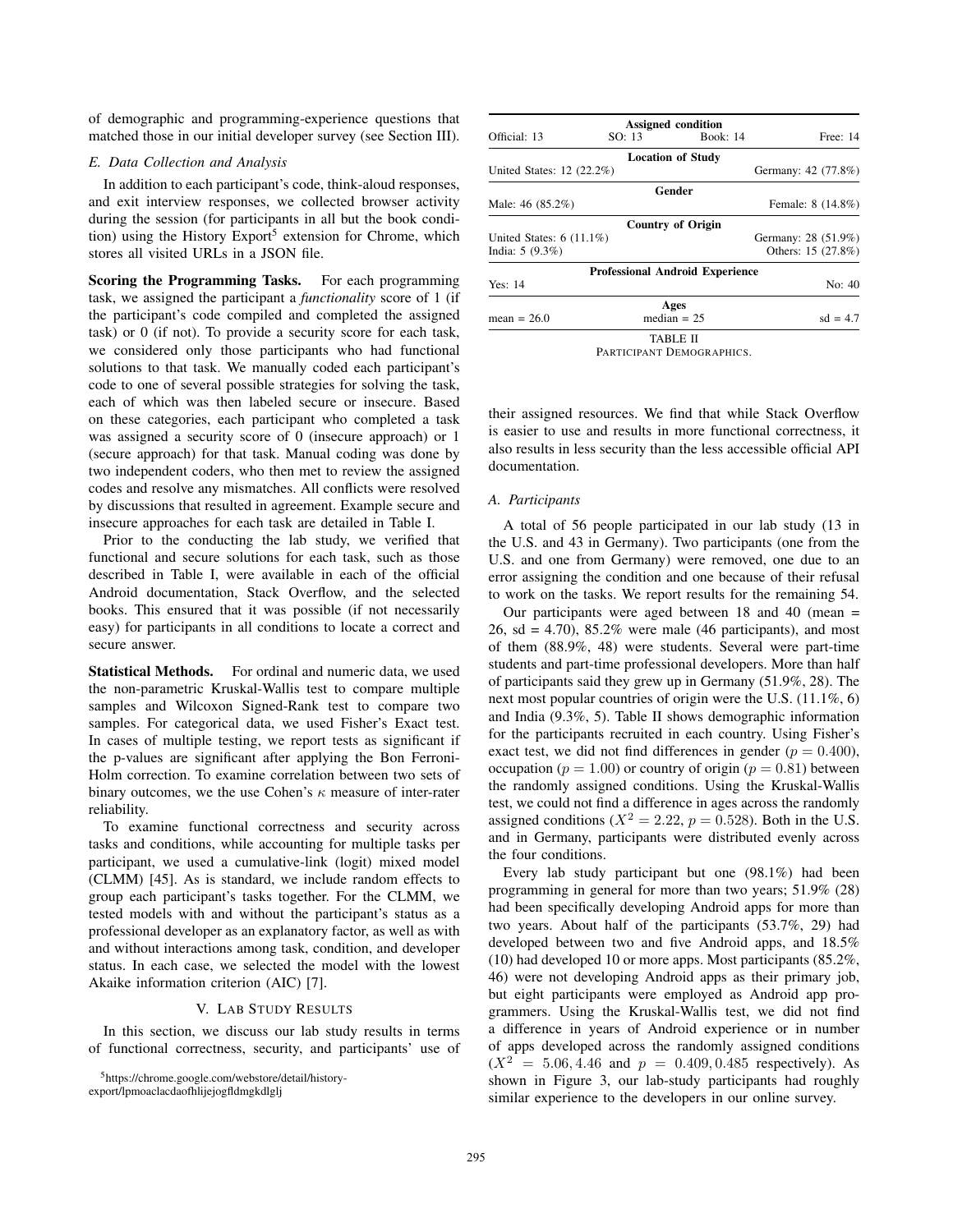of demographic and programming-experience questions that matched those in our initial developer survey (see Section III).

### E. Data Collection and Analysis

In addition to each participant's code, think-aloud responses, and exit interview responses, we collected browser activity during the session (for participants in all but the book condition) using the History Export[5] extension for Chrome, which stores all visited URLs in a JSON file.

**Scoring the Programming Tasks.** For each programming task, we assigned the participant a *functionality* score of 1 (if the participant's code compiled and completed the assigned task) or 0 (if not). To provide a security score for each task, we considered only those participants who had functional solutions to that task. We manually coded each participant's code to one of several possible strategies for solving the task, each of which was then labeled secure or insecure. Based on these categories, each participant who completed a task was assigned a security score of 0 (insecure approach) or 1 (secure approach) for that task. Manual coding was done by two independent coders, who then met to review the assigned codes and resolve any mismatches. All conflicts were resolved by discussions that resulted in agreement. Example secure and insecure approaches for each task are detailed in Table I.

Prior to the conducting the lab study, we verified that functional and secure solutions for each task, such as those described in Table I, were available in each of the official Android documentation, Stack Overflow, and the selected books. This ensured that it was possible (if not necessarily easy) for participants in all conditions to locate a correct and secure answer.

**Statistical Methods.** For ordinal and numeric data, we used the non-parametric Kruskal-Wallis test to compare multiple samples and Wilcoxon Signed-Rank test to compare two samples. For categorical data, we used Fisher's Exact test. In cases of multiple testing, we report tests as significant if the p-values are significant after applying the Bon Ferroni-Holm correction. To examine correlation between two sets of binary outcomes, we the use Cohen's $\kappa$ measure of inter-rater reliability.

To examine functional correctness and security across tasks and conditions, while accounting for multiple tasks per participant, we used a cumulative-link (logit) mixed model (CLMM) [45]. As is standard, we include random effects to group each participant's tasks together. For the CLMM, we tested models with and without the participant's status as a professional developer as an explanatory factor, as well as with and without interactions among task, condition, and developer status. In each case, we selected the model with the lowest Akaike information criterion (AIC) [7].

## V. LAB STUDY RESULTS

In this section, we discuss our lab study results in terms of functional correctness, security, and participants' use of their assigned resources. We find that while Stack Overflow is easier to use and results in more functional correctness, it also results in less security than the less accessible official API documentation.

[5] https://chrome.google.com/webstore/detail/history-export/lpmoaclacdaofhlijejogfldmgkdlglj

| Assigned condition | | | |
|---|---|---|---|
| Official: 13 | SO: 13 | Book: 14 | Free: 14 |
| **Location of Study** | | | |
| United States: 12 (22.2%) | | | Germany: 42 (77.8%) |
| **Gender** | | | |
| Male: 46 (85.2%) | | | Female: 8 (14.8%) |
| **Country of Origin** | | | |
| United States: 6 (11.1%) | | | Germany: 28 (51.9%) |
| India: 5 (9.3%) | | | Others: 15 (27.8%) |
| **Professional Android Experience** | | | |
| Yes: 14 | | | No: 40 |
| **Ages** | | | |
| mean = 26.0 | median = 25 | | sd = 4.7 |

TABLE II
PARTICIPANT DEMOGRAPHICS.

### A. Participants

A total of 56 people participated in our lab study (13 in the U.S. and 43 in Germany). Two participants (one from the U.S. and one from Germany) were removed, one due to an error assigning the condition and one because of their refusal to work on the tasks. We report results for the remaining 54.

Our participants were aged between 18 and 40 (mean = 26, sd = 4.70), 85.2% were male (46 participants), and most of them (88.9%, 48) were students. Several were part-time students and part-time professional developers. More than half of participants said they grew up in Germany (51.9%, 28). The next most popular countries of origin were the U.S. (11.1%, 6) and India (9.3%, 5). Table II shows demographic information for the participants recruited in each country. Using Fisher's exact test, we did not find differences in gender ($p = 0.400$), occupation ($p = 1.00$) or country of origin ($p = 0.81$) between the randomly assigned conditions. Using the Kruskal-Wallis test, we could not find a difference in ages across the randomly assigned conditions ($X^2 = 2.22$, $p = 0.528$). Both in the U.S. and in Germany, participants were distributed evenly across the four conditions.

Every lab study participant but one (98.1%) had been programming in general for more than two years; 51.9% (28) had been specifically developing Android apps for more than two years. About half of the participants (53.7%, 29) had developed between two and five Android apps, and 18.5% (10) had developed 10 or more apps. Most participants (85.2%, 46) were not developing Android apps as their primary job, but eight participants were employed as Android app programmers. Using the Kruskal-Wallis test, we did not find a difference in years of Android experience or in number of apps developed across the randomly assigned conditions ($X^2 = 5.06, 4.46$ and $p = 0.409, 0.485$ respectively). As shown in Figure 3, our lab-study participants had roughly similar experience to the developers in our online survey.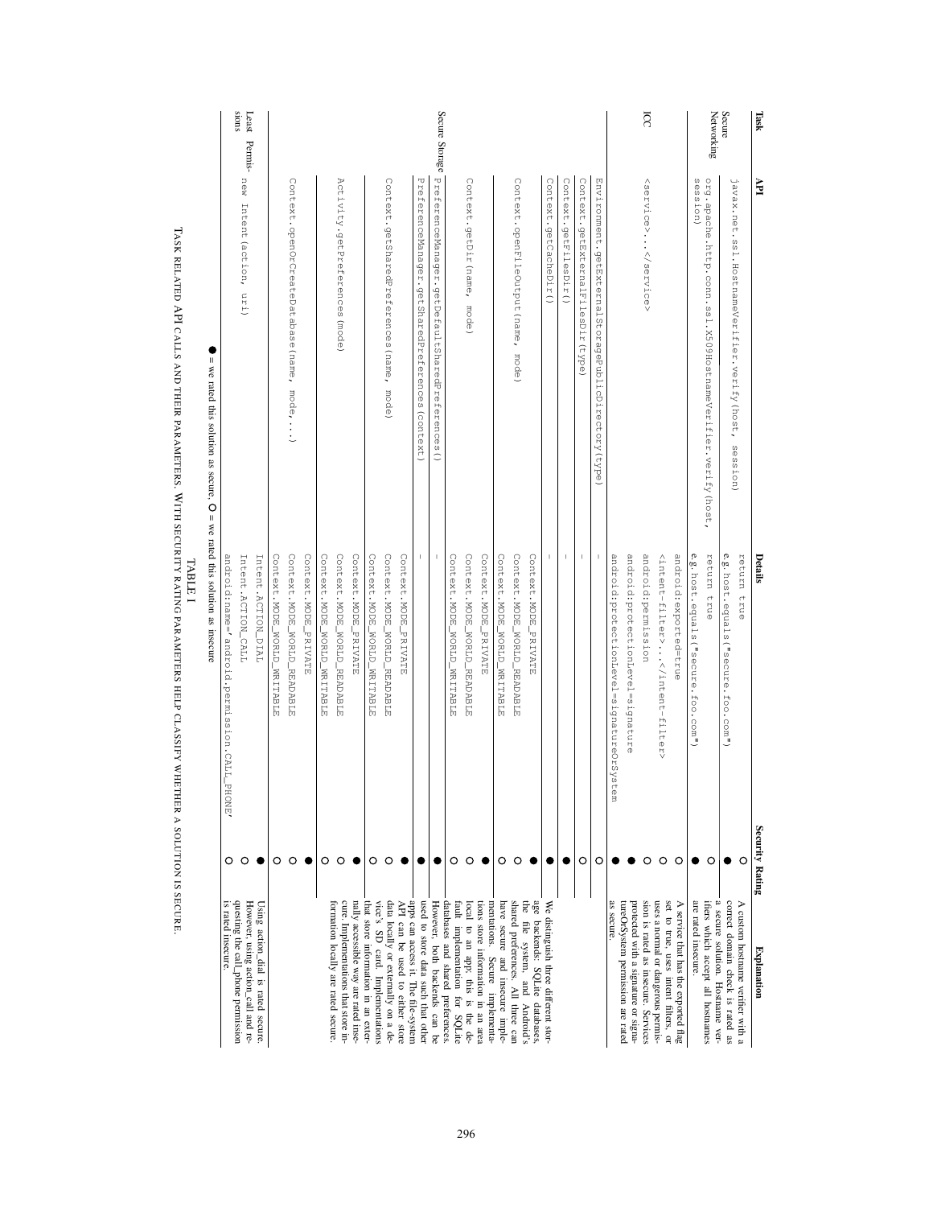| Task | API | Details | Security Rating | Explanation |
|---|---|---|---|---|
| Secure Networking | javax.net.ssl.HostnameVerifier.verify(host, session) | return true | ○ | A custom hostname verifier with a correct domain check is rated as a secure solution. Hostname verifiers which accept all hostnames are rated insecure. |
| | | e.g. host.equals("secure.foo.com") | ● | |
| | org.apache.http.conn.ssl.X509HostnameVerifier.verify(host, session) | return true | ○ | |
| | | e.g. host.equals("secure.foo.com") | ● | |
| ICC | <service>...</service> | android:exported=true | ○ | A service that has the exported flag set to true, uses intent filters, or uses a normal or dangerous permission is rated as insecure. Services protected with a signature or signatureOrSystem permission are rated as secure. |
| | | <intent-filter>...</intent-filter> | ○ | |
| | | android:permission | ○ | |
| | | android:protectionLevel=signature | ● | |
| | | android:protectionLevel=signatureOrSystem | ● | |
| Secure Storage | Environment.getExternalStoragePublicDirectory(type) | – | ○ | We distinguish three different storage backends: SQLite databases, the file system, and Android's shared preferences. All three can have secure and insecure implementations. Secure implementations store information in an area local to an app; this is the default implementation for SQLite databases and shared preferences. However, both backends can be used to store data such that other apps can access it. The file-system API can be used to either store data locally or externally on a device's SD card. Implementations that store information in an externally accessible way are rated insecure. Implementations that store information locally are rated secure. |
| | Context.getExternalFilesDir(type) | – | ○ | |
| | Context.getFilesDir() | – | ● | |
| | Context.getCacheDir() | – | ● | |
| | Context.openFileOutput(name, mode) | Context.MODE_PRIVATE | ● | |
| | | Context.MODE_WORLD_READABLE | ○ | |
| | | Context.MODE_WORLD_WRITABLE | ○ | |
| | Context.getDir(name, mode) | Context.MODE_PRIVATE | ● | |
| | | Context.MODE_WORLD_READABLE | ○ | |
| | | Context.MODE_WORLD_WRITABLE | ○ | |
| | PreferenceManager.getDefaultSharedPreferences() | – | ● | |
| | PreferenceManager.getSharedPreferences(context) | – | ● | |
| | Context.getSharedPreferences(name, mode) | Context.MODE_PRIVATE | ● | |
| | | Context.MODE_WORLD_READABLE | ○ | |
| | | Context.MODE_WORLD_WRITABLE | ○ | |
| | Activity.getPreferences(mode) | Context.MODE_PRIVATE | ● | |
| | | Context.MODE_WORLD_READABLE | ○ | |
| | | Context.MODE_WORLD_WRITABLE | ○ | |
| | Context.openOrCreateDatabase(name, mode, ...) | Context.MODE_PRIVATE | ● | |
| | | Context.MODE_WORLD_READABLE | ○ | |
| | | Context.MODE_WORLD_WRITABLE | ○ | |
| Least Permissions | new Intent(action, uri) | Intent.ACTION_DIAL | ● | Using action_dial is rated secure. However, using action_call and requesting the call_phone permission is rated insecure. |
| | | Intent.ACTION_CALL | ○ | |
| | | android:name="android.permission.CALL_PHONE" | ○ | |

● = we rated this solution as secure, ○ = we rated this solution as insecure

TABLE I

TASK RELATED API CALLS AND THEIR PARAMETERS. WITH SECURITY RATING PARAMETERS HELP CLASSIFY WHETHER A SOLUTION IS SECURE.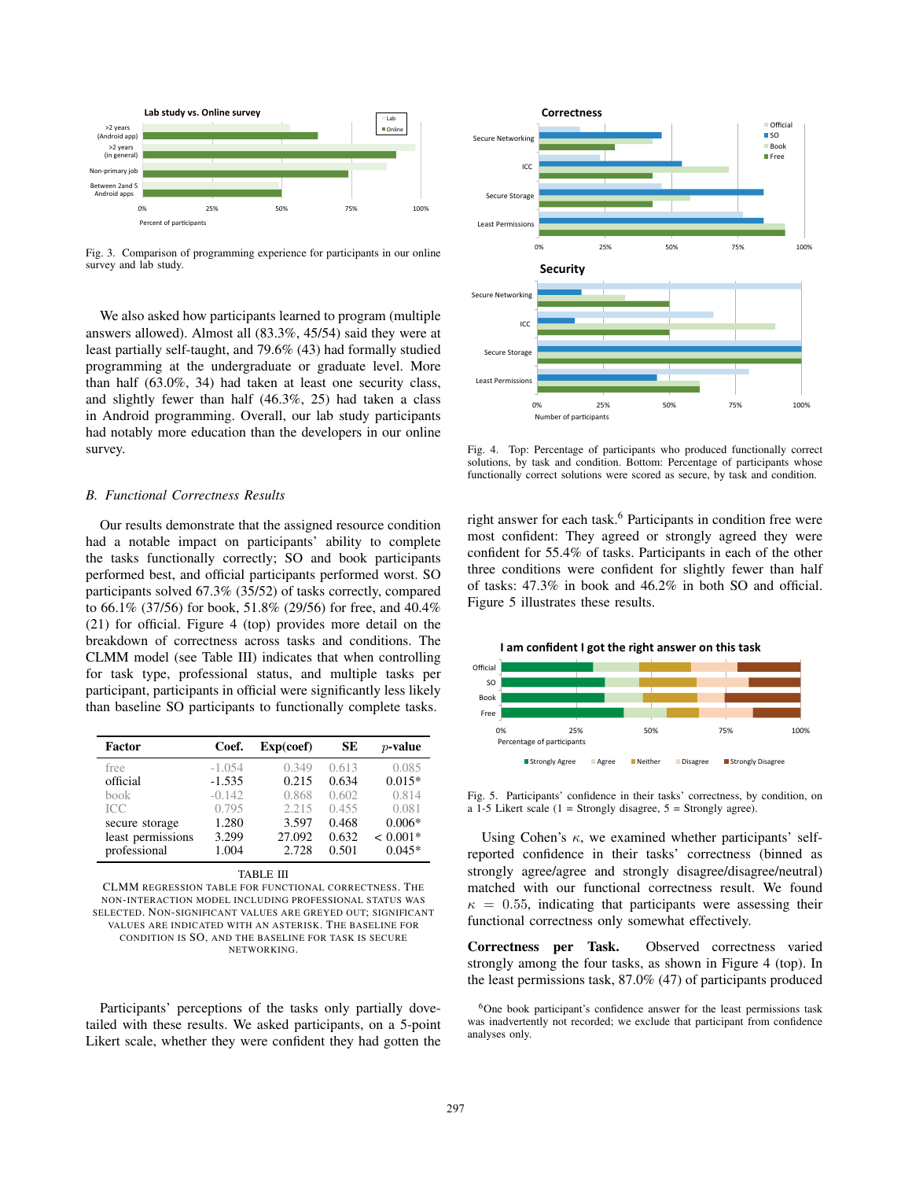Fig. 3. Comparison of programming experience for participants in our online survey and lab study.

We also asked how participants learned to program (multiple answers allowed). Almost all (83.3%, 45/54) said they were at least partially self-taught, and 79.6% (43) had formally studied programming at the undergraduate or graduate level. More than half (63.0%, 34) had taken at least one security class, and slightly fewer than half (46.3%, 25) had taken a class in Android programming. Overall, our lab study participants had notably more education than the developers in our online survey.

### *B. Functional Correctness Results*

Our results demonstrate that the assigned resource condition had a notable impact on participants' ability to complete the tasks functionally correctly; SO and book participants performed best, and official participants performed worst. SO participants solved 67.3% (35/52) of tasks correctly, compared to 66.1% (37/56) for book, 51.8% (29/56) for free, and 40.4% (21) for official. Figure 4 (top) provides more detail on the breakdown of correctness across tasks and conditions. The CLMM model (see Table III) indicates that when controlling for task type, professional status, and multiple tasks per participant, participants in official were significantly less likely than baseline SO participants to functionally complete tasks.

| Factor | Coef. | Exp(coef) | SE | $p$-value |
|---|---|---|---|---|
| free | -1.054 | 0.349 | 0.613 | 0.085 |
| official | -1.535 | 0.215 | 0.634 | 0.015* |
| book | -0.142 | 0.868 | 0.602 | 0.814 |
| ICC | 0.795 | 2.215 | 0.455 | 0.081 |
| secure storage | 1.280 | 3.597 | 0.468 | 0.006* |
| least permissions | 3.299 | 27.092 | 0.632 | < 0.001* |
| professional | 1.004 | 2.728 | 0.501 | 0.045* |

TABLE III

CLMM regression table for functional correctness. The non-interaction model including professional status was selected. Non-significant values are greyed out; significant values are indicated with an asterisk. The baseline for condition is SO, and the baseline for task is secure networking.

Participants' perceptions of the tasks only partially dovetailed with these results. We asked participants, on a 5-point Likert scale, whether they were confident they had gotten the right answer for each task.[6] Participants in condition free were most confident: They agreed or strongly agreed they were confident for 55.4% of tasks. Participants in each of the other three conditions were confident for slightly fewer than half of tasks: 47.3% in book and 46.2% in both SO and official. Figure 5 illustrates these results.

Fig. 4. Top: Percentage of participants who produced functionally correct solutions, by task and condition. Bottom: Percentage of participants whose functionally correct solutions were scored as secure, by task and condition.

Fig. 5. Participants' confidence in their tasks' correctness, by condition, on a 1-5 Likert scale (1 = Strongly disagree, 5 = Strongly agree).

Using Cohen's $\kappa$, we examined whether participants' self-reported confidence in their tasks' correctness (binned as strongly agree/agree and strongly disagree/disagree/neutral) matched with our functional correctness result. We found $\kappa = 0.55$, indicating that participants were assessing their functional correctness only somewhat effectively.

**Correctness per Task.** Observed correctness varied strongly among the four tasks, as shown in Figure 4 (top). In the least permissions task, 87.0% (47) of participants produced

[6] One book participant's confidence answer for the least permissions task was inadvertently not recorded; we exclude that participant from confidence analyses only.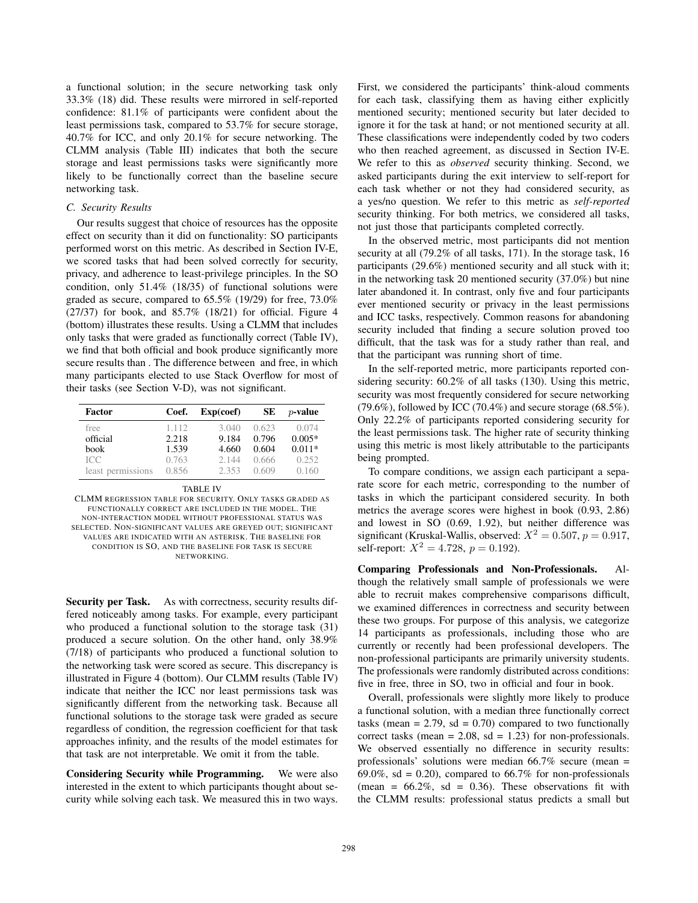a functional solution; in the secure networking task only 33.3% (18) did. These results were mirrored in self-reported confidence: 81.1% of participants were confident about the least permissions task, compared to 53.7% for secure storage, 40.7% for ICC, and only 20.1% for secure networking. The CLMM analysis (Table III) indicates that both the secure storage and least permissions tasks were significantly more likely to be functionally correct than the baseline secure networking task.

### C. Security Results

Our results suggest that choice of resources has the opposite effect on security than it did on functionality: SO participants performed worst on this metric. As described in Section IV-E, we scored tasks that had been solved correctly for security, privacy, and adherence to least-privilege principles. In the SO condition, only 51.4% (18/35) of functional solutions were graded as secure, compared to 65.5% (19/29) for free, 73.0% (27/37) for book, and 85.7% (18/21) for official. Figure 4 (bottom) illustrates these results. Using a CLMM that includes only tasks that were graded as functionally correct (Table IV), we find that both official and book produce significantly more secure results than . The difference between and free, in which many participants elected to use Stack Overflow for most of their tasks (see Section V-D), was not significant.

| Factor | Coef. | Exp(coef) | SE | $p$-value |
|---|---|---|---|---|
| free | 1.112 | 3.040 | 0.623 | 0.074 |
| official | 2.218 | 9.184 | 0.796 | 0.005* |
| book | 1.539 | 4.660 | 0.604 | 0.011* |
| ICC | 0.763 | 2.144 | 0.666 | 0.252 |
| least permissions | 0.856 | 2.353 | 0.609 | 0.160 |

TABLE IV

CLMM REGRESSION TABLE FOR SECURITY. ONLY TASKS GRADED AS FUNCTIONALLY CORRECT ARE INCLUDED IN THE MODEL. THE NON-INTERACTION MODEL WITHOUT PROFESSIONAL STATUS WAS SELECTED. NON-SIGNIFICANT VALUES ARE GREYED OUT; SIGNIFICANT VALUES ARE INDICATED WITH AN ASTERISK. THE BASELINE FOR CONDITION IS SO, AND THE BASELINE FOR TASK IS SECURE NETWORKING.

**Security per Task.** As with correctness, security results differed noticeably among tasks. For example, every participant who produced a functional solution to the storage task (31) produced a secure solution. On the other hand, only 38.9% (7/18) of participants who produced a functional solution to the networking task were scored as secure. This discrepancy is illustrated in Figure 4 (bottom). Our CLMM results (Table IV) indicate that neither the ICC nor least permissions task was significantly different from the networking task. Because all functional solutions to the storage task were graded as secure regardless of condition, the regression coefficient for that task approaches infinity, and the results of the model estimates for that task are not interpretable. We omit it from the table.

**Considering Security while Programming.** We were also interested in the extent to which participants thought about security while solving each task. We measured this in two ways. First, we considered the participants' think-aloud comments for each task, classifying them as having either explicitly mentioned security; mentioned security but later decided to ignore it for the task at hand; or not mentioned security at all. These classifications were independently coded by two coders who then reached agreement, as discussed in Section IV-E. We refer to this as *observed* security thinking. Second, we asked participants during the exit interview to self-report for each task whether or not they had considered security, as a yes/no question. We refer to this metric as *self-reported* security thinking. For both metrics, we considered all tasks, not just those that participants completed correctly.

In the observed metric, most participants did not mention security at all (79.2% of all tasks, 171). In the storage task, 16 participants (29.6%) mentioned security and all stuck with it; in the networking task 20 mentioned security (37.0%) but nine later abandoned it. In contrast, only five and four participants ever mentioned security or privacy in the least permissions and ICC tasks, respectively. Common reasons for abandoning security included that finding a secure solution proved too difficult, that the task was for a study rather than real, and that the participant was running short of time.

In the self-reported metric, more participants reported considering security: 60.2% of all tasks (130). Using this metric, security was most frequently considered for secure networking (79.6%), followed by ICC (70.4%) and secure storage (68.5%). Only 22.2% of participants reported considering security for the least permissions task. The higher rate of security thinking using this metric is most likely attributable to the participants being prompted.

To compare conditions, we assign each participant a separate score for each metric, corresponding to the number of tasks in which the participant considered security. In both metrics the average scores were highest in book (0.93, 2.86) and lowest in SO (0.69, 1.92), but neither difference was significant (Kruskal-Wallis, observed: $X^2 = 0.507$, $p = 0.917$, self-report: $X^2 = 4.728$, $p = 0.192$).

**Comparing Professionals and Non-Professionals.** Although the relatively small sample of professionals we were able to recruit makes comprehensive comparisons difficult, we examined differences in correctness and security between these two groups. For purpose of this analysis, we categorize 14 participants as professionals, including those who are currently or recently had been professional developers. The non-professional participants are primarily university students. The professionals were randomly distributed across conditions: five in free, three in SO, two in official and four in book.

Overall, professionals were slightly more likely to produce a functional solution, with a median three functionally correct tasks (mean = 2.79, sd = 0.70) compared to two functionally correct tasks (mean = 2.08, sd = 1.23) for non-professionals. We observed essentially no difference in security results: professionals' solutions were median 66.7% secure (mean = 69.0%, sd = 0.20), compared to 66.7% for non-professionals (mean = 66.2%, sd = 0.36). These observations fit with the CLMM results: professional status predicts a small but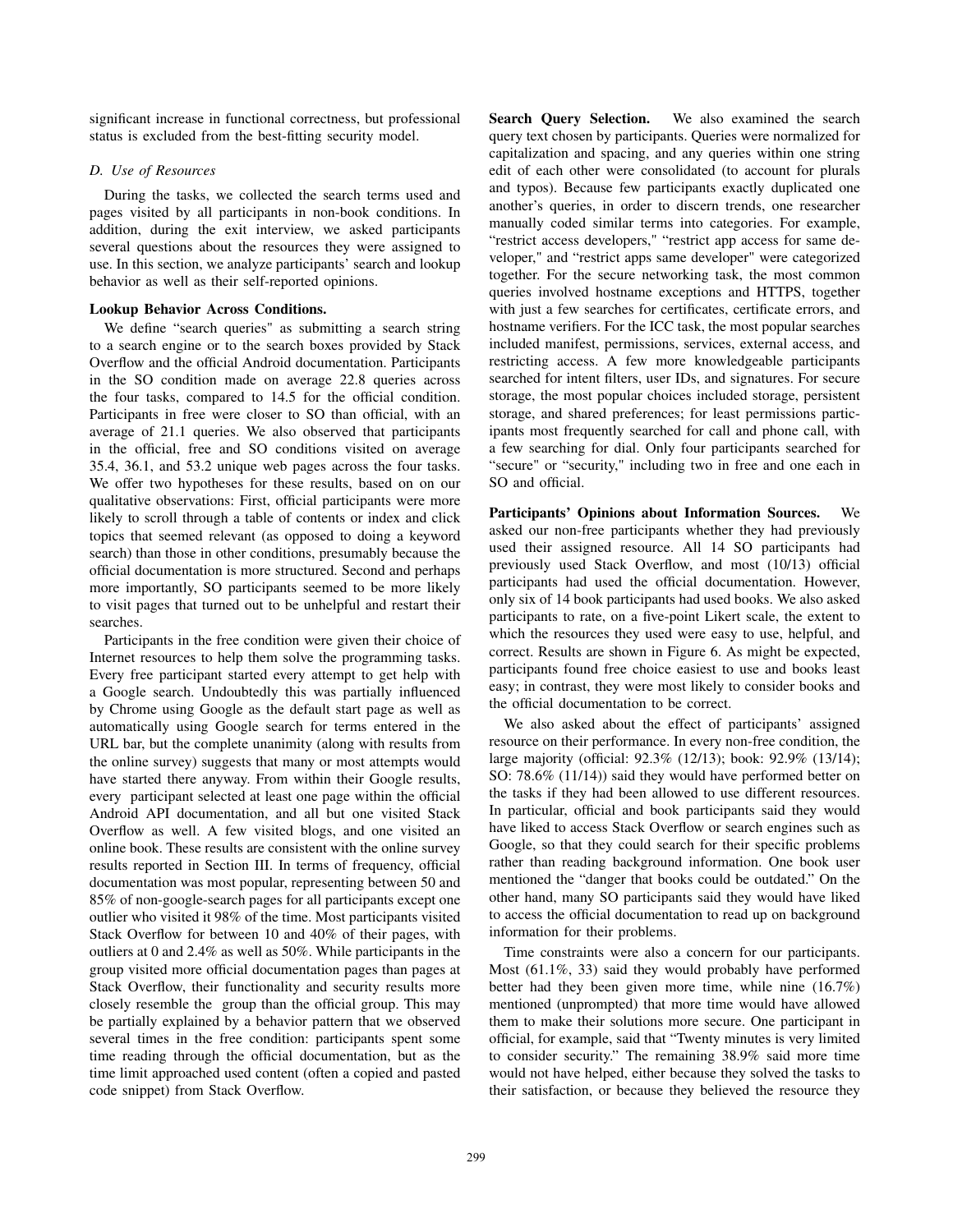significant increase in functional correctness, but professional status is excluded from the best-fitting security model.

### D. Use of Resources

During the tasks, we collected the search terms used and pages visited by all participants in non-book conditions. In addition, during the exit interview, we asked participants several questions about the resources they were assigned to use. In this section, we analyze participants' search and lookup behavior as well as their self-reported opinions.

**Lookup Behavior Across Conditions.**

We define "search queries" as submitting a search string to a search engine or to the search boxes provided by Stack Overflow and the official Android documentation. Participants in the SO condition made on average 22.8 queries across the four tasks, compared to 14.5 for the official condition. Participants in free were closer to SO than official, with an average of 21.1 queries. We also observed that participants in the official, free and SO conditions visited on average 35.4, 36.1, and 53.2 unique web pages across the four tasks. We offer two hypotheses for these results, based on on our qualitative observations: First, official participants were more likely to scroll through a table of contents or index and click topics that seemed relevant (as opposed to doing a keyword search) than those in other conditions, presumably because the official documentation is more structured. Second and perhaps more importantly, SO participants seemed to be more likely to visit pages that turned out to be unhelpful and restart their searches.

Participants in the free condition were given their choice of Internet resources to help them solve the programming tasks. Every free participant started every attempt to get help with a Google search. Undoubtedly this was partially influenced by Chrome using Google as the default start page as well as automatically using Google search for terms entered in the URL bar, but the complete unanimity (along with results from the online survey) suggests that many or most attempts would have started there anyway. From within their Google results, every participant selected at least one page within the official Android API documentation, and all but one visited Stack Overflow as well. A few visited blogs, and one visited an online book. These results are consistent with the online survey results reported in Section III. In terms of frequency, official documentation was most popular, representing between 50 and 85% of non-google-search pages for all participants except one outlier who visited it 98% of the time. Most participants visited Stack Overflow for between 10 and 40% of their pages, with outliers at 0 and 2.4% as well as 50%. While participants in the group visited more official documentation pages than pages at Stack Overflow, their functionality and security results more closely resemble the group than the official group. This may be partially explained by a behavior pattern that we observed several times in the free condition: participants spent some time reading through the official documentation, but as the time limit approached used content (often a copied and pasted code snippet) from Stack Overflow.

**Search Query Selection.** We also examined the search query text chosen by participants. Queries were normalized for capitalization and spacing, and any queries within one string edit of each other were consolidated (to account for plurals and typos). Because few participants exactly duplicated one another's queries, in order to discern trends, one researcher manually coded similar terms into categories. For example, "restrict access developers," "restrict app access for same developer," and "restrict apps same developer" were categorized together. For the secure networking task, the most common queries involved hostname exceptions and HTTPS, together with just a few searches for certificates, certificate errors, and hostname verifiers. For the ICC task, the most popular searches included manifest, permissions, services, external access, and restricting access. A few more knowledgeable participants searched for intent filters, user IDs, and signatures. For secure storage, the most popular choices included storage, persistent storage, and shared preferences; for least permissions participants most frequently searched for call and phone call, with a few searching for dial. Only four participants searched for "secure" or "security," including two in free and one each in SO and official.

**Participants' Opinions about Information Sources.** We asked our non-free participants whether they had previously used their assigned resource. All 14 SO participants had previously used Stack Overflow, and most (10/13) official participants had used the official documentation. However, only six of 14 book participants had used books. We also asked participants to rate, on a five-point Likert scale, the extent to which the resources they used were easy to use, helpful, and correct. Results are shown in Figure 6. As might be expected, participants found free choice easiest to use and books least easy; in contrast, they were most likely to consider books and the official documentation to be correct.

We also asked about the effect of participants' assigned resource on their performance. In every non-free condition, the large majority (official: 92.3% (12/13); book: 92.9% (13/14); SO: 78.6% (11/14)) said they would have performed better on the tasks if they had been allowed to use different resources. In particular, official and book participants said they would have liked to access Stack Overflow or search engines such as Google, so that they could search for their specific problems rather than reading background information. One book user mentioned the "danger that books could be outdated." On the other hand, many SO participants said they would have liked to access the official documentation to read up on background information for their problems.

Time constraints were also a concern for our participants. Most (61.1%, 33) said they would probably have performed better had they been given more time, while nine (16.7%) mentioned (unprompted) that more time would have allowed them to make their solutions more secure. One participant in official, for example, said that "Twenty minutes is very limited to consider security." The remaining 38.9% said more time would not have helped, either because they solved the tasks to their satisfaction, or because they believed the resource they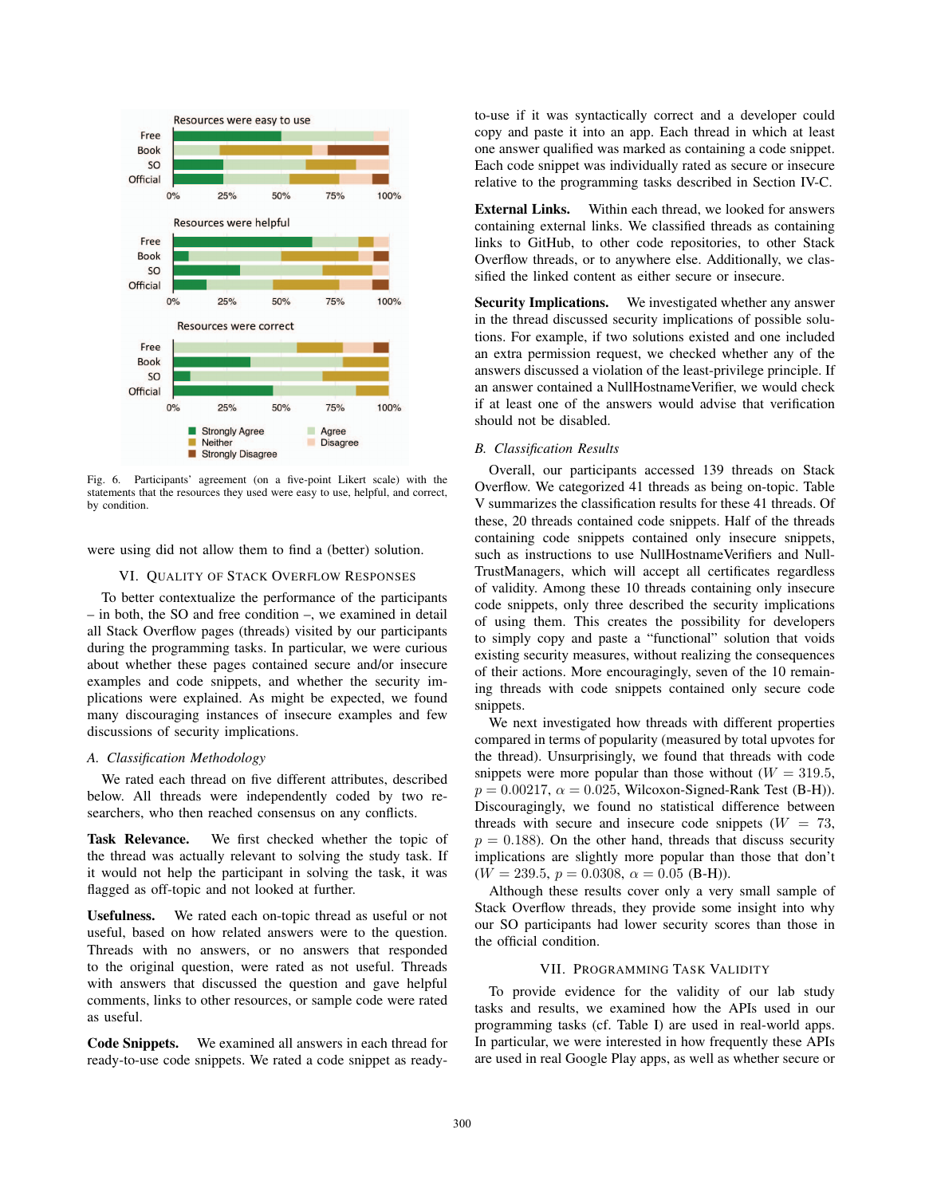Resources were easy to use

Free
Book
SO
Official

0% 25% 50% 75% 100%

Resources were helpful

Free
Book
SO
Official

0% 25% 50% 75% 100%

Resources were correct

Free
Book
SO
Official

0% 25% 50% 75% 100%

Strongly Agree
Agree
Neither
Disagree
Strongly Disagree

Fig. 6. Participants' agreement (on a five-point Likert scale) with the statements that the resources they used were easy to use, helpful, and correct, by condition.

were using did not allow them to find a (better) solution.

## VI. Quality of Stack Overflow Responses

To better contextualize the performance of the participants – in both, the SO and free condition –, we examined in detail all Stack Overflow pages (threads) visited by our participants during the programming tasks. In particular, we were curious about whether these pages contained secure and/or insecure examples and code snippets, and whether the security implications were explained. As might be expected, we found many discouraging instances of insecure examples and few discussions of security implications.

### A. Classification Methodology

We rated each thread on five different attributes, described below. All threads were independently coded by two researchers, who then reached consensus on any conflicts.

**Task Relevance.** We first checked whether the topic of the thread was actually relevant to solving the study task. If it would not help the participant in solving the task, it was flagged as off-topic and not looked at further.

**Usefulness.** We rated each on-topic thread as useful or not useful, based on how related answers were to the question. Threads with no answers, or no answers that responded to the original question, were rated as not useful. Threads with answers that discussed the question and gave helpful comments, links to other resources, or sample code were rated as useful.

**Code Snippets.** We examined all answers in each thread for ready-to-use code snippets. We rated a code snippet as ready-to-use if it was syntactically correct and a developer could copy and paste it into an app. Each thread in which at least one answer qualified was marked as containing a code snippet. Each code snippet was individually rated as secure or insecure relative to the programming tasks described in Section IV-C.

**External Links.** Within each thread, we looked for answers containing external links. We classified threads as containing links to GitHub, to other code repositories, to other Stack Overflow threads, or to anywhere else. Additionally, we classified the linked content as either secure or insecure.

**Security Implications.** We investigated whether any answer in the thread discussed security implications of possible solutions. For example, if two solutions existed and one included an extra permission request, we checked whether any of the answers discussed a violation of the least-privilege principle. If an answer contained a NullHostnameVerifier, we would check if at least one of the answers would advise that verification should not be disabled.

### B. Classification Results

Overall, our participants accessed 139 threads on Stack Overflow. We categorized 41 threads as being on-topic. Table V summarizes the classification results for these 41 threads. Of these, 20 threads contained code snippets. Half of the threads containing code snippets contained only insecure snippets, such as instructions to use NullHostnameVerifiers and NullTrustManagers, which will accept all certificates regardless of validity. Among these 10 threads containing only insecure code snippets, only three described the security implications of using them. This creates the possibility for developers to simply copy and paste a "functional" solution that voids existing security measures, without realizing the consequences of their actions. More encouragingly, seven of the 10 remaining threads with code snippets contained only secure code snippets.

We next investigated how threads with different properties compared in terms of popularity (measured by total upvotes for the thread). Unsurprisingly, we found that threads with code snippets were more popular than those without ($W = 319.5$, $p = 0.00217$, $\alpha = 0.025$, Wilcoxon-Signed-Rank Test (B-H)). Discouragingly, we found no statistical difference between threads with secure and insecure code snippets ($W = 73$, $p = 0.188$). On the other hand, threads that discuss security implications are slightly more popular than those that don't ($W = 239.5$, $p = 0.0308$, $\alpha = 0.05$ (B-H)).

Although these results cover only a very small sample of Stack Overflow threads, they provide some insight into why our SO participants had lower security scores than those in the official condition.

## VII. Programming Task Validity

To provide evidence for the validity of our lab study tasks and results, we examined how the APIs used in our programming tasks (cf. Table I) are used in real-world apps. In particular, we were interested in how frequently these APIs are used in real Google Play apps, as well as whether secure or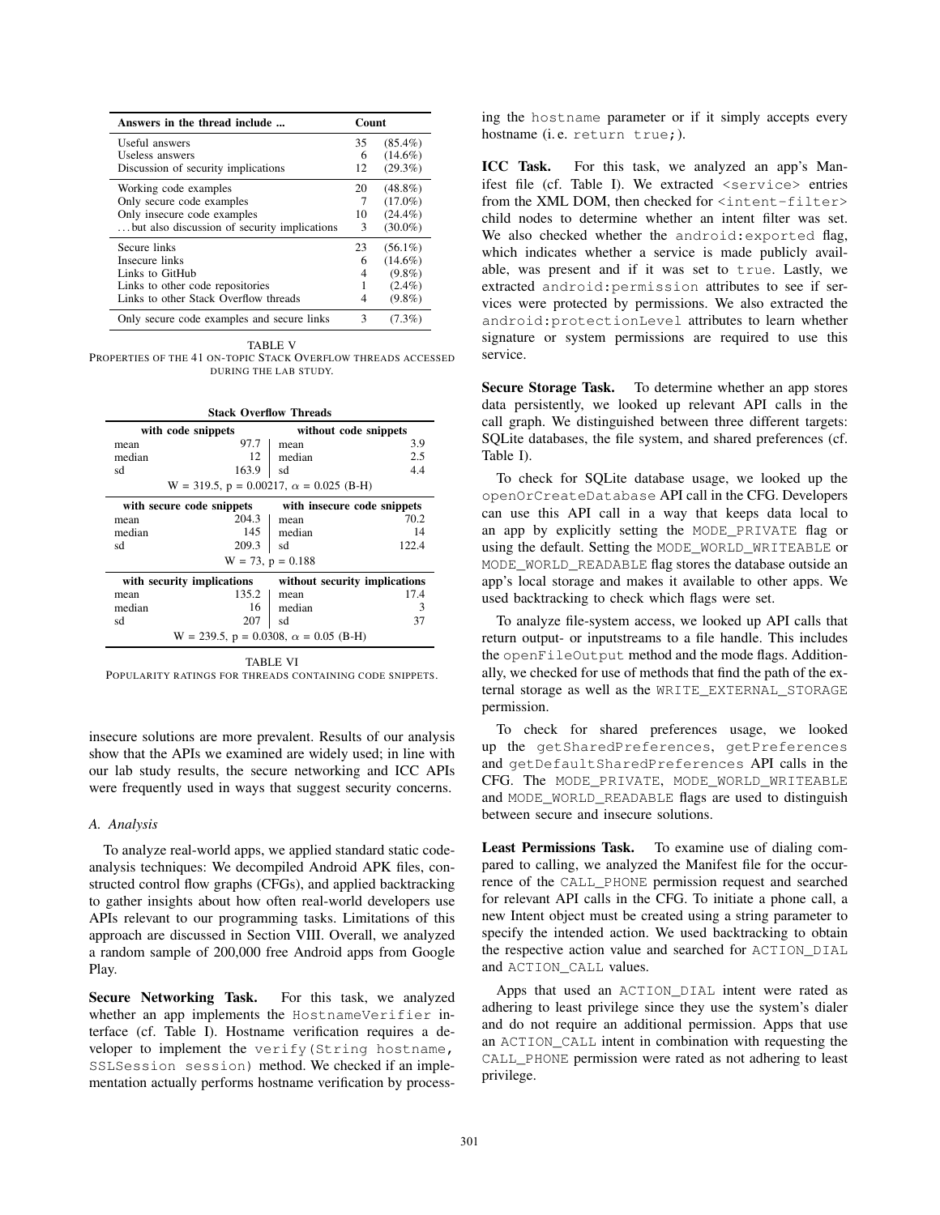| Answers in the thread include ... | Count | |
|---|---|---|
| Useful answers | 35 | (85.4%) |
| Useless answers | 6 | (14.6%) |
| Discussion of security implications | 12 | (29.3%) |
| Working code examples | 20 | (48.8%) |
| Only secure code examples | 7 | (17.0%) |
| Only insecure code examples | 10 | (24.4%) |
| ...but also discussion of security implications | 3 | (30.0%) |
| Secure links | 23 | (56.1%) |
| Insecure links | 6 | (14.6%) |
| Links to GitHub | 4 | (9.8%) |
| Links to other code repositories | 1 | (2.4%) |
| Links to other Stack Overflow threads | 4 | (9.8%) |
| Only secure code examples and secure links | 3 | (7.3%) |

TABLE V
PROPERTIES OF THE 41 ON-TOPIC STACK OVERFLOW THREADS ACCESSED DURING THE LAB STUDY.

| Stack Overflow Threads | | | |
|---|---|---|---|
| **with code snippets** | | **without code snippets** | |
| mean | 97.7 | mean | 3.9 |
| median | 12 | median | 2.5 |
| sd | 163.9 | sd | 4.4 |
| W = 319.5, p = 0.00217, α = 0.025 (B-H) | | | |
| **with secure code snippets** | | **with insecure code snippets** | |
| mean | 204.3 | mean | 70.2 |
| median | 145 | median | 14 |
| sd | 209.3 | sd | 122.4 |
| W = 73, p = 0.188 | | | |
| **with security implications** | | **without security implications** | |
| mean | 135.2 | mean | 17.4 |
| median | 16 | median | 3 |
| sd | 207 | sd | 37 |
| W = 239.5, p = 0.0308, α = 0.05 (B-H) | | | |

TABLE VI
POPULARITY RATINGS FOR THREADS CONTAINING CODE SNIPPETS.

insecure solutions are more prevalent. Results of our analysis show that the APIs we examined are widely used; in line with our lab study results, the secure networking and ICC APIs were frequently used in ways that suggest security concerns.

### A. Analysis

To analyze real-world apps, we applied standard static code-analysis techniques: We decompiled Android APK files, constructed control flow graphs (CFGs), and applied backtracking to gather insights about how often real-world developers use APIs relevant to our programming tasks. Limitations of this approach are discussed in Section VIII. Overall, we analyzed a random sample of 200,000 free Android apps from Google Play.

**Secure Networking Task.** For this task, we analyzed whether an app implements the `HostnameVerifier` interface (cf. Table I). Hostname verification requires a developer to implement the `verify(String hostname, SSLSession session)` method. We checked if an implementation actually performs hostname verification by processing the `hostname` parameter or if it simply accepts every hostname (i. e. `return true;`).

**ICC Task.** For this task, we analyzed an app's Manifest file (cf. Table I). We extracted `<service>` entries from the XML DOM, then checked for `<intent-filter>` child nodes to determine whether an intent filter was set. We also checked whether the `android:exported` flag, which indicates whether a service is made publicly available, was present and if it was set to `true`. Lastly, we extracted `android:permission` attributes to see if services were protected by permissions. We also extracted the `android:protectionLevel` attributes to learn whether signature or system permissions are required to use this service.

**Secure Storage Task.** To determine whether an app stores data persistently, we looked up relevant API calls in the call graph. We distinguished between three different targets: SQLite databases, the file system, and shared preferences (cf. Table I).

To check for SQLite database usage, we looked up the `openOrCreateDatabase` API call in the CFG. Developers can use this API call in a way that keeps data local to an app by explicitly setting the `MODE_PRIVATE` flag or using the default. Setting the `MODE_WORLD_WRITEABLE` or `MODE_WORLD_READABLE` flag stores the database outside an app's local storage and makes it available to other apps. We used backtracking to check which flags were set.

To analyze file-system access, we looked up API calls that return output- or inputstreams to a file handle. This includes the `openFileOutput` method and the mode flags. Additionally, we checked for use of methods that find the path of the external storage as well as the `WRITE_EXTERNAL_STORAGE` permission.

To check for shared preferences usage, we looked up the `getSharedPreferences`, `getPreferences` and `getDefaultSharedPreferences` API calls in the CFG. The `MODE_PRIVATE`, `MODE_WORLD_WRITEABLE` and `MODE_WORLD_READABLE` flags are used to distinguish between secure and insecure solutions.

**Least Permissions Task.** To examine use of dialing compared to calling, we analyzed the Manifest file for the occurrence of the `CALL_PHONE` permission request and searched for relevant API calls in the CFG. To initiate a phone call, a new Intent object must be created using a string parameter to specify the intended action. We used backtracking to obtain the respective action value and searched for `ACTION_DIAL` and `ACTION_CALL` values.

Apps that used an `ACTION_DIAL` intent were rated as adhering to least privilege since they use the system's dialer and do not require an additional permission. Apps that use an `ACTION_CALL` intent in combination with requesting the `CALL_PHONE` permission were rated as not adhering to least privilege.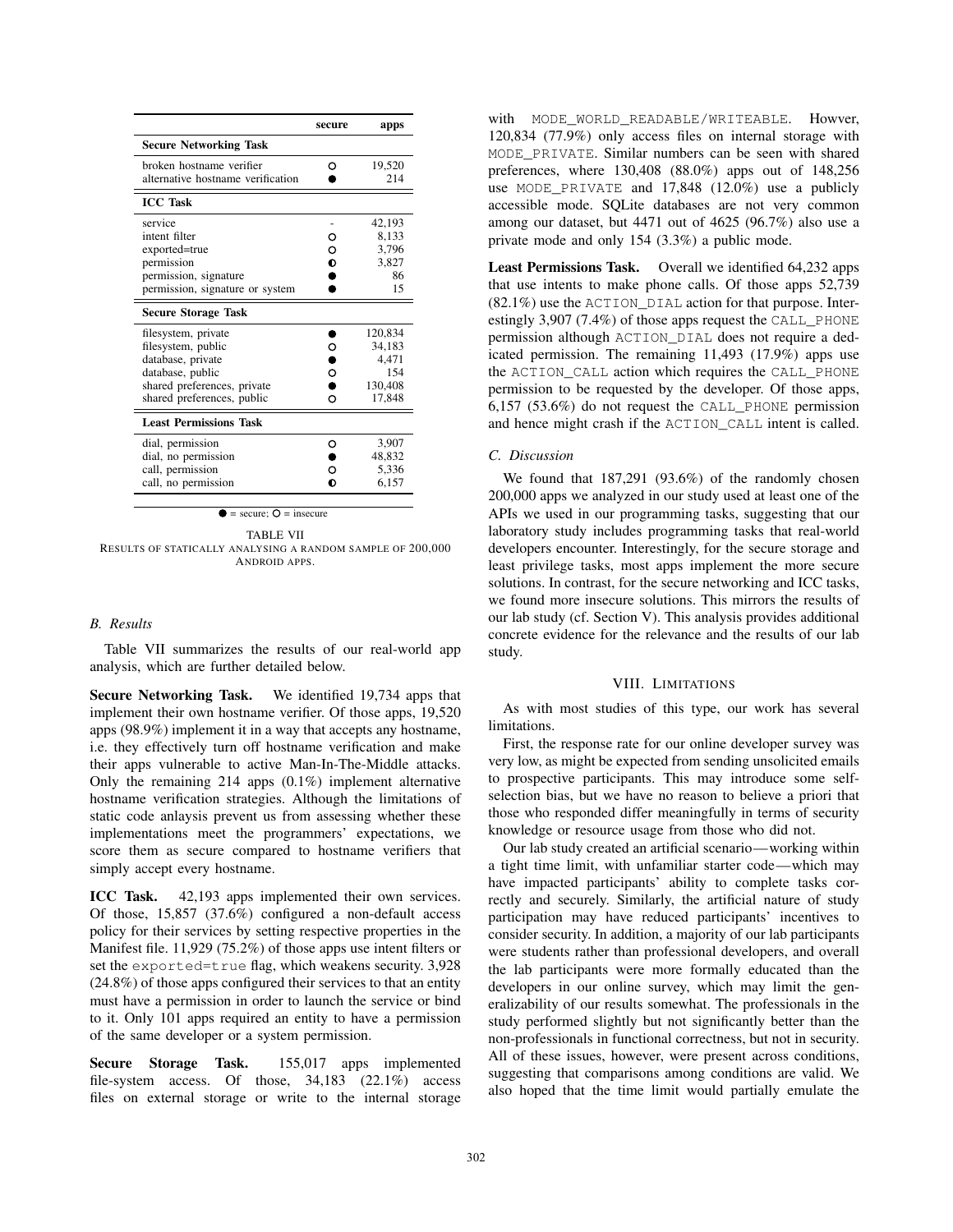| | secure | apps |
|---|---|---|
| **Secure Networking Task** | | |
| broken hostname verifier | ○ | 19,520 |
| alternative hostname verification | ● | 214 |
| **ICC Task** | | |
| service | - | 42,193 |
| intent filter | ○ | 8,133 |
| exported=true | ○ | 3,796 |
| permission | ◐ | 3,827 |
| permission, signature | ● | 86 |
| permission, signature or system | ● | 15 |
| **Secure Storage Task** | | |
| filesystem, private | ● | 120,834 |
| filesystem, public | ○ | 34,183 |
| database, private | ● | 4,471 |
| database, public | ○ | 154 |
| shared preferences, private | ● | 130,408 |
| shared preferences, public | ○ | 17,848 |
| **Least Permissions Task** | | |
| dial, permission | ○ | 3,907 |
| dial, no permission | ● | 48,832 |
| call, permission | ○ | 5,336 |
| call, no permission | ◐ | 6,157 |

● = secure; ○ = insecure

TABLE VII
RESULTS OF STATICALLY ANALYSING A RANDOM SAMPLE OF 200,000 ANDROID APPS.

### B. Results

Table VII summarizes the results of our real-world app analysis, which are further detailed below.

**Secure Networking Task.** We identified 19,734 apps that implement their own hostname verifier. Of those apps, 19,520 apps (98.9%) implement it in a way that accepts any hostname, i.e. they effectively turn off hostname verification and make their apps vulnerable to active Man-In-The-Middle attacks. Only the remaining 214 apps (0.1%) implement alternative hostname verification strategies. Although the limitations of static code anlaysis prevent us from assessing whether these implementations meet the programmers' expectations, we score them as secure compared to hostname verifiers that simply accept every hostname.

**ICC Task.** 42,193 apps implemented their own services. Of those, 15,857 (37.6%) configured a non-default access policy for their services by setting respective properties in the Manifest file. 11,929 (75.2%) of those apps use intent filters or set the `exported=true` flag, which weakens security. 3,928 (24.8%) of those apps configured their services to that an entity must have a permission in order to launch the service or bind to it. Only 101 apps required an entity to have a permission of the same developer or a system permission.

**Secure Storage Task.** 155,017 apps implemented file-system access. Of those, 34,183 (22.1%) access files on external storage or write to the internal storage with `MODE_WORLD_READABLE/WRITEABLE`. Howver, 120,834 (77.9%) only access files on internal storage with `MODE_PRIVATE`. Similar numbers can be seen with shared preferences, where 130,408 (88.0%) apps out of 148,256 use `MODE_PRIVATE` and 17,848 (12.0%) use a publicly accessible mode. SQLite databases are not very common among our dataset, but 4471 out of 4625 (96.7%) also use a private mode and only 154 (3.3%) a public mode.

**Least Permissions Task.** Overall we identified 64,232 apps that use intents to make phone calls. Of those apps 52,739 (82.1%) use the `ACTION_DIAL` action for that purpose. Interestingly 3,907 (7.4%) of those apps request the `CALL_PHONE` permission although `ACTION_DIAL` does not require a dedicated permission. The remaining 11,493 (17.9%) apps use the `ACTION_CALL` action which requires the `CALL_PHONE` permission to be requested by the developer. Of those apps, 6,157 (53.6%) do not request the `CALL_PHONE` permission and hence might crash if the `ACTION_CALL` intent is called.

### C. Discussion

We found that 187,291 (93.6%) of the randomly chosen 200,000 apps we analyzed in our study used at least one of the APIs we used in our programming tasks, suggesting that our laboratory study includes programming tasks that real-world developers encounter. Interestingly, for the secure storage and least privilege tasks, most apps implement the more secure solutions. In contrast, for the secure networking and ICC tasks, we found more insecure solutions. This mirrors the results of our lab study (cf. Section V). This analysis provides additional concrete evidence for the relevance and the results of our lab study.

## VIII. LIMITATIONS

As with most studies of this type, our work has several limitations.

First, the response rate for our online developer survey was very low, as might be expected from sending unsolicited emails to prospective participants. This may introduce some self-selection bias, but we have no reason to believe a priori that those who responded differ meaningfully in terms of security knowledge or resource usage from those who did not.

Our lab study created an artificial scenario—working within a tight time limit, with unfamiliar starter code—which may have impacted participants' ability to complete tasks correctly and securely. Similarly, the artificial nature of study participation may have reduced participants' incentives to consider security. In addition, a majority of our lab participants were students rather than professional developers, and overall the lab participants were more formally educated than the developers in our online survey, which may limit the generalizability of our results somewhat. The professionals in the study performed slightly but not significantly better than the non-professionals in functional correctness, but not in security. All of these issues, however, were present across conditions, suggesting that comparisons among conditions are valid. We also hoped that the time limit would partially emulate the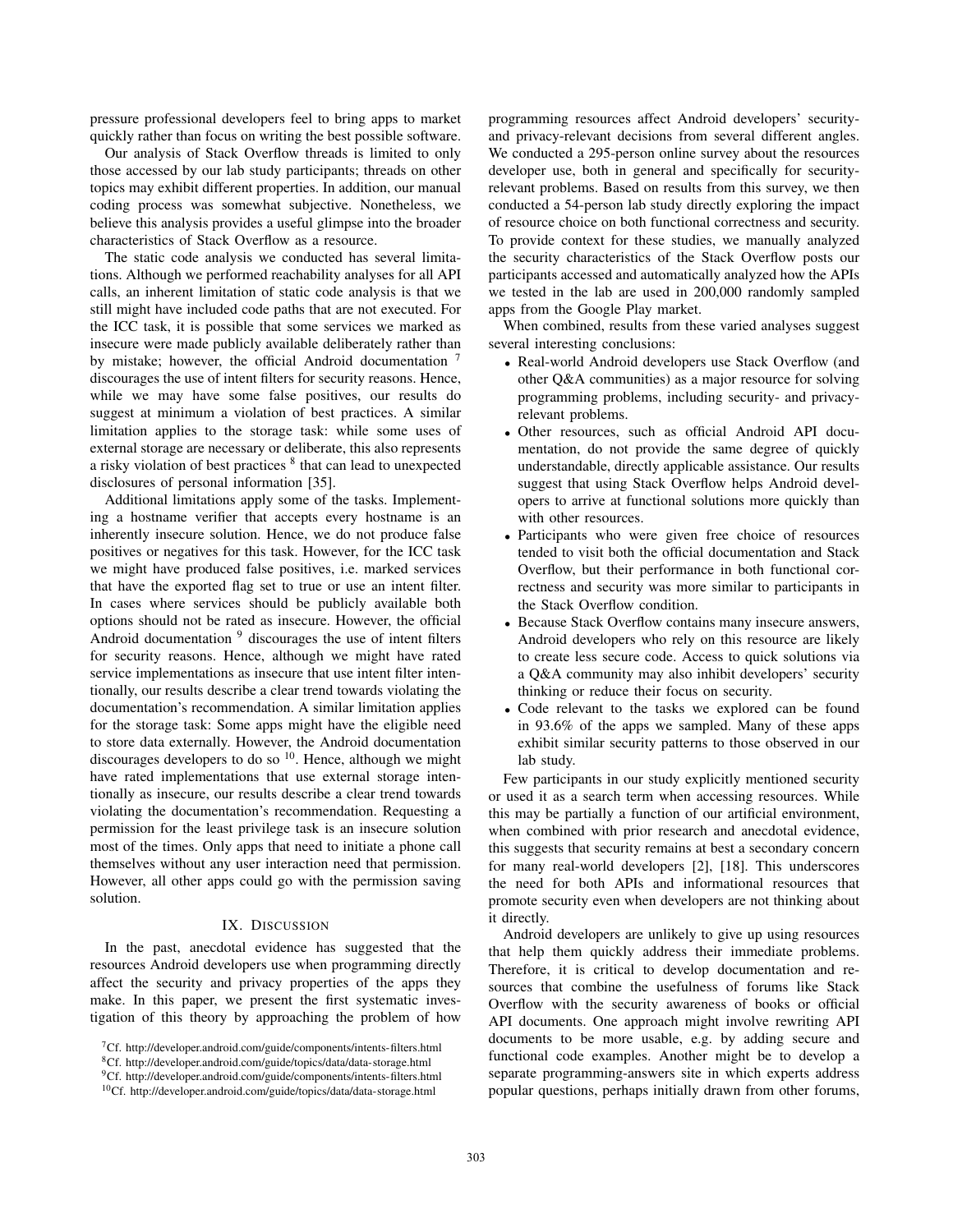pressure professional developers feel to bring apps to market quickly rather than focus on writing the best possible software.

Our analysis of Stack Overflow threads is limited to only those accessed by our lab study participants; threads on other topics may exhibit different properties. In addition, our manual coding process was somewhat subjective. Nonetheless, we believe this analysis provides a useful glimpse into the broader characteristics of Stack Overflow as a resource.

The static code analysis we conducted has several limitations. Although we performed reachability analyses for all API calls, an inherent limitation of static code analysis is that we still might have included code paths that are not executed. For the ICC task, it is possible that some services we marked as insecure were made publicly available deliberately rather than by mistake; however, the official Android documentation [7] discourages the use of intent filters for security reasons. Hence, while we may have some false positives, our results do suggest at minimum a violation of best practices. A similar limitation applies to the storage task: while some uses of external storage are necessary or deliberate, this also represents a risky violation of best practices [8] that can lead to unexpected disclosures of personal information [35].

Additional limitations apply some of the tasks. Implementing a hostname verifier that accepts every hostname is an inherently insecure solution. Hence, we do not produce false positives or negatives for this task. However, for the ICC task we might have produced false positives, i.e. marked services that have the exported flag set to true or use an intent filter. In cases where services should be publicly available both options should not be rated as insecure. However, the official Android documentation [9] discourages the use of intent filters for security reasons. Hence, although we might have rated service implementations as insecure that use intent filter intentionally, our results describe a clear trend towards violating the documentation's recommendation. A similar limitation applies for the storage task: Some apps might have the eligible need to store data externally. However, the Android documentation discourages developers to do so [10]. Hence, although we might have rated implementations that use external storage intentionally as insecure, our results describe a clear trend towards violating the documentation's recommendation. Requesting a permission for the least privilege task is an insecure solution most of the times. Only apps that need to initiate a phone call themselves without any user interaction need that permission. However, all other apps could go with the permission saving solution.

## IX. Discussion

In the past, anecdotal evidence has suggested that the resources Android developers use when programming directly affect the security and privacy properties of the apps they make. In this paper, we present the first systematic investigation of this theory by approaching the problem of how programming resources affect Android developers' security- and privacy-relevant decisions from several different angles. We conducted a 295-person online survey about the resources developer use, both in general and specifically for security-relevant problems. Based on results from this survey, we then conducted a 54-person lab study directly exploring the impact of resource choice on both functional correctness and security. To provide context for these studies, we manually analyzed the security characteristics of the Stack Overflow posts our participants accessed and automatically analyzed how the APIs we tested in the lab are used in 200,000 randomly sampled apps from the Google Play market.

When combined, results from these varied analyses suggest several interesting conclusions:

- Real-world Android developers use Stack Overflow (and other Q&A communities) as a major resource for solving programming problems, including security- and privacy-relevant problems.
- Other resources, such as official Android API documentation, do not provide the same degree of quickly understandable, directly applicable assistance. Our results suggest that using Stack Overflow helps Android developers to arrive at functional solutions more quickly than with other resources.
- Participants who were given free choice of resources tended to visit both the official documentation and Stack Overflow, but their performance in both functional correctness and security was more similar to participants in the Stack Overflow condition.
- Because Stack Overflow contains many insecure answers, Android developers who rely on this resource are likely to create less secure code. Access to quick solutions via a Q&A community may also inhibit developers' security thinking or reduce their focus on security.
- Code relevant to the tasks we explored can be found in 93.6% of the apps we sampled. Many of these apps exhibit similar security patterns to those observed in our lab study.

Few participants in our study explicitly mentioned security or used it as a search term when accessing resources. While this may be partially a function of our artificial environment, when combined with prior research and anecdotal evidence, this suggests that security remains at best a secondary concern for many real-world developers [2], [18]. This underscores the need for both APIs and informational resources that promote security even when developers are not thinking about it directly.

Android developers are unlikely to give up using resources that help them quickly address their immediate problems. Therefore, it is critical to develop documentation and resources that combine the usefulness of forums like Stack Overflow with the security awareness of books or official API documents. One approach might involve rewriting API documents to be more usable, e.g. by adding secure and functional code examples. Another might be to develop a separate programming-answers site in which experts address popular questions, perhaps initially drawn from other forums,

[7] Cf. http://developer.android.com/guide/components/intents-filters.html

[8] Cf. http://developer.android.com/guide/topics/data/data-storage.html

[9] Cf. http://developer.android.com/guide/components/intents-filters.html

[10] Cf. http://developer.android.com/guide/topics/data/data-storage.html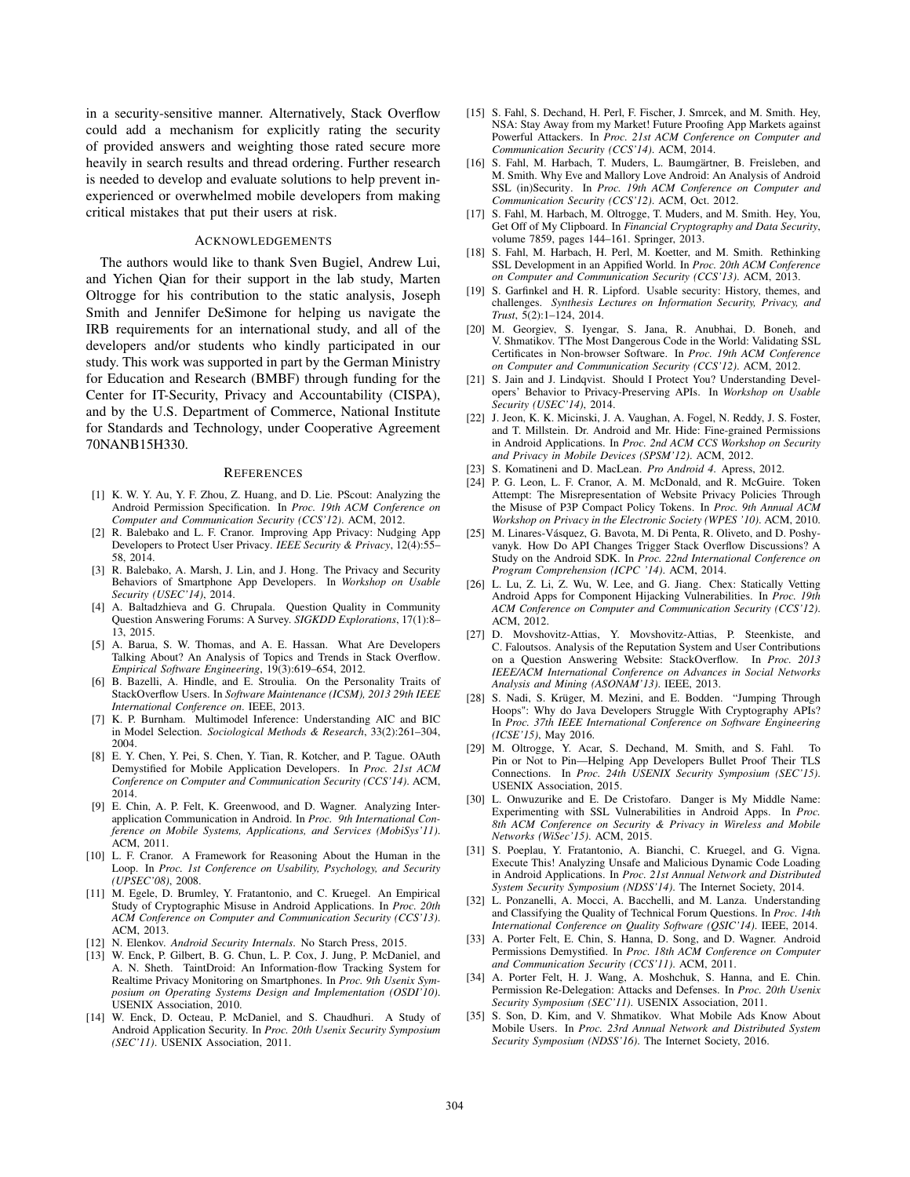in a security-sensitive manner. Alternatively, Stack Overflow could add a mechanism for explicitly rating the security of provided answers and weighting those rated secure more heavily in search results and thread ordering. Further research is needed to develop and evaluate solutions to help prevent inexperienced or overwhelmed mobile developers from making critical mistakes that put their users at risk.

## Acknowledgements

The authors would like to thank Sven Bugiel, Andrew Lui, and Yichen Qian for their support in the lab study, Marten Oltrogge for his contribution to the static analysis, Joseph Smith and Jennifer DeSimone for helping us navigate the IRB requirements for an international study, and all of the developers and/or students who kindly participated in our study. This work was supported in part by the German Ministry for Education and Research (BMBF) through funding for the Center for IT-Security, Privacy and Accountability (CISPA), and by the U.S. Department of Commerce, National Institute for Standards and Technology, under Cooperative Agreement 70NANB15H330.

## References

[1] K. W. Y. Au, Y. F. Zhou, Z. Huang, and D. Lie. PScout: Analyzing the Android Permission Specification. In *Proc. 19th ACM Conference on Computer and Communication Security (CCS'12)*. ACM, 2012.

[2] R. Balebako and L. F. Cranor. Improving App Privacy: Nudging App Developers to Protect User Privacy. *IEEE Security & Privacy*, 12(4):55–58, 2014.

[3] R. Balebako, A. Marsh, J. Lin, and J. Hong. The Privacy and Security Behaviors of Smartphone App Developers. In *Workshop on Usable Security (USEC'14)*, 2014.

[4] A. Baltadzhieva and G. Chrupala. Question Quality in Community Question Answering Forums: A Survey. *SIGKDD Explorations*, 17(1):8–13, 2015.

[5] A. Barua, S. W. Thomas, and A. E. Hassan. What Are Developers Talking About? An Analysis of Topics and Trends in Stack Overflow. *Empirical Software Engineering*, 19(3):619–654, 2012.

[6] B. Bazelli, A. Hindle, and E. Stroulia. On the Personality Traits of StackOverflow Users. In *Software Maintenance (ICSM), 2013 29th IEEE International Conference on*. IEEE, 2013.

[7] K. P. Burnham. Multimodel Inference: Understanding AIC and BIC in Model Selection. *Sociological Methods & Research*, 33(2):261–304, 2004.

[8] E. Y. Chen, Y. Pei, S. Chen, Y. Tian, R. Kotcher, and P. Tague. OAuth Demystified for Mobile Application Developers. In *Proc. 21st ACM Conference on Computer and Communication Security (CCS'14)*. ACM, 2014.

[9] E. Chin, A. P. Felt, K. Greenwood, and D. Wagner. Analyzing Inter-application Communication in Android. In *Proc. 9th International Conference on Mobile Systems, Applications, and Services (MobiSys'11)*. ACM, 2011.

[10] L. F. Cranor. A Framework for Reasoning About the Human in the Loop. In *Proc. 1st Conference on Usability, Psychology, and Security (UPSEC'08)*, 2008.

[11] M. Egele, D. Brumley, Y. Fratantonio, and C. Kruegel. An Empirical Study of Cryptographic Misuse in Android Applications. In *Proc. 20th ACM Conference on Computer and Communication Security (CCS'13)*. ACM, 2013.

[12] N. Elenkov. *Android Security Internals*. No Starch Press, 2015.

[13] W. Enck, P. Gilbert, B. G. Chun, L. P. Cox, J. Jung, P. McDaniel, and A. N. Sheth. TaintDroid: An Information-flow Tracking System for Realtime Privacy Monitoring on Smartphones. In *Proc. 9th Usenix Symposium on Operating Systems Design and Implementation (OSDI'10)*. USENIX Association, 2010.

[14] W. Enck, D. Octeau, P. McDaniel, and S. Chaudhuri. A Study of Android Application Security. In *Proc. 20th Usenix Security Symposium (SEC'11)*. USENIX Association, 2011.

[15] S. Fahl, S. Dechand, H. Perl, F. Fischer, J. Smrcek, and M. Smith. Hey, NSA: Stay Away from my Market! Future Proofing App Markets against Powerful Attackers. In *Proc. 21st ACM Conference on Computer and Communication Security (CCS'14)*. ACM, 2014.

[16] S. Fahl, M. Harbach, T. Muders, L. Baumgärtner, B. Freisleben, and M. Smith. Why Eve and Mallory Love Android: An Analysis of Android SSL (in)Security. In *Proc. 19th ACM Conference on Computer and Communication Security (CCS'12)*. ACM, Oct. 2012.

[17] S. Fahl, M. Harbach, M. Oltrogge, T. Muders, and M. Smith. Hey, You, Get Off of My Clipboard. In *Financial Cryptography and Data Security*, volume 7859, pages 144–161. Springer, 2013.

[18] S. Fahl, M. Harbach, H. Perl, M. Koetter, and M. Smith. Rethinking SSL Development in an Appified World. In *Proc. 20th ACM Conference on Computer and Communication Security (CCS'13)*. ACM, 2013.

[19] S. Garfinkel and H. R. Lipford. Usable security: History, themes, and challenges. *Synthesis Lectures on Information Security, Privacy, and Trust*, 5(2):1–124, 2014.

[20] M. Georgiev, S. Iyengar, S. Jana, R. Anubhai, D. Boneh, and V. Shmatikov. TThe Most Dangerous Code in the World: Validating SSL Certificates in Non-browser Software. In *Proc. 19th ACM Conference on Computer and Communication Security (CCS'12)*. ACM, 2012.

[21] S. Jain and J. Lindqvist. Should I Protect You? Understanding Developers' Behavior to Privacy-Preserving APIs. In *Workshop on Usable Security (USEC'14)*, 2014.

[22] J. Jeon, K. K. Micinski, J. A. Vaughan, A. Fogel, N. Reddy, J. S. Foster, and T. Millstein. Dr. Android and Mr. Hide: Fine-grained Permissions in Android Applications. In *Proc. 2nd ACM CCS Workshop on Security and Privacy in Mobile Devices (SPSM'12)*. ACM, 2012.

[23] S. Komatineni and D. MacLean. *Pro Android 4*. Apress, 2012.

[24] P. G. Leon, L. F. Cranor, A. M. McDonald, and R. McGuire. Token Attempt: The Misrepresentation of Website Privacy Policies Through the Misuse of P3P Compact Policy Tokens. In *Proc. 9th Annual ACM Workshop on Privacy in the Electronic Society (WPES '10)*. ACM, 2010.

[25] M. Linares-Vásquez, G. Bavota, M. Di Penta, R. Oliveto, and D. Poshyvanyk. How Do API Changes Trigger Stack Overflow Discussions? A Study on the Android SDK. In *Proc. 22nd International Conference on Program Comprehension (ICPC '14)*. ACM, 2014.

[26] L. Lu, Z. Li, Z. Wu, W. Lee, and G. Jiang. Chex: Statically Vetting Android Apps for Component Hijacking Vulnerabilities. In *Proc. 19th ACM Conference on Computer and Communication Security (CCS'12)*. ACM, 2012.

[27] D. Movshovitz-Attias, Y. Movshovitz-Attias, P. Steenkiste, and C. Faloutsos. Analysis of the Reputation System and User Contributions on a Question Answering Website: StackOverflow. In *Proc. 2013 IEEE/ACM International Conference on Advances in Social Networks Analysis and Mining (ASONAM'13)*. IEEE, 2013.

[28] S. Nadi, S. Krüger, M. Mezini, and E. Bodden. "Jumping Through Hoops": Why do Java Developers Struggle With Cryptography APIs? In *Proc. 37th IEEE International Conference on Software Engineering (ICSE'15)*, May 2016.

[29] M. Oltrogge, Y. Acar, S. Dechand, M. Smith, and S. Fahl. To Pin or Not to Pin—Helping App Developers Bullet Proof Their TLS Connections. In *Proc. 24th USENIX Security Symposium (SEC'15)*. USENIX Association, 2015.

[30] L. Onwuzurike and E. De Cristofaro. Danger is My Middle Name: Experimenting with SSL Vulnerabilities in Android Apps. In *Proc. 8th ACM Conference on Security & Privacy in Wireless and Mobile Networks (WiSec'15)*. ACM, 2015.

[31] S. Poeplau, Y. Fratantonio, A. Bianchi, C. Kruegel, and G. Vigna. Execute This! Analyzing Unsafe and Malicious Dynamic Code Loading in Android Applications. In *Proc. 21st Annual Network and Distributed System Security Symposium (NDSS'14)*. The Internet Society, 2014.

[32] L. Ponzanelli, A. Mocci, A. Bacchelli, and M. Lanza. Understanding and Classifying the Quality of Technical Forum Questions. In *Proc. 14th International Conference on Quality Software (QSIC'14)*. IEEE, 2014.

[33] A. Porter Felt, E. Chin, S. Hanna, D. Song, and D. Wagner. Android Permissions Demystified. In *Proc. 18th ACM Conference on Computer and Communication Security (CCS'11)*. ACM, 2011.

[34] A. Porter Felt, H. J. Wang, A. Moshchuk, S. Hanna, and E. Chin. Permission Re-Delegation: Attacks and Defenses. In *Proc. 20th Usenix Security Symposium (SEC'11)*. USENIX Association, 2011.

[35] S. Son, D. Kim, and V. Shmatikov. What Mobile Ads Know About Mobile Users. In *Proc. 23rd Annual Network and Distributed System Security Symposium (NDSS'16)*. The Internet Society, 2016.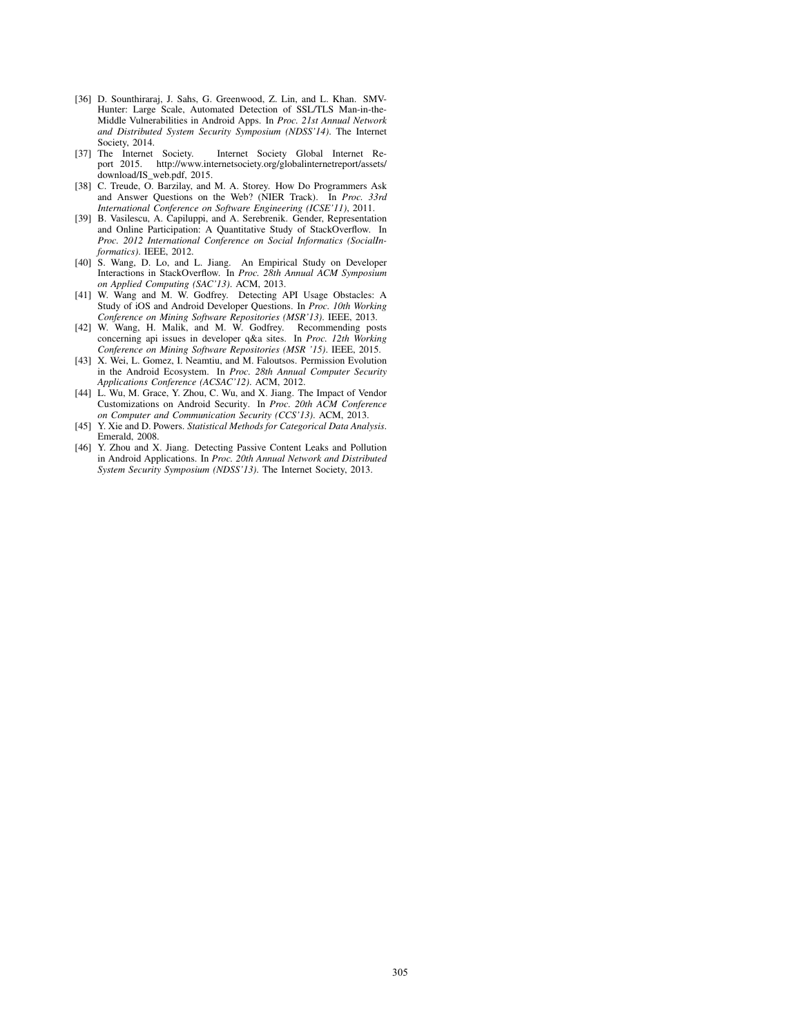[36] D. Sounthiraraj, J. Sahs, G. Greenwood, Z. Lin, and L. Khan. SMV-Hunter: Large Scale, Automated Detection of SSL/TLS Man-in-the-Middle Vulnerabilities in Android Apps. In *Proc. 21st Annual Network and Distributed System Security Symposium (NDSS'14)*. The Internet Society, 2014.

[37] The Internet Society. Internet Society Global Internet Report 2015. http://www.internetsociety.org/globalinternetreport/assets/download/IS_web.pdf, 2015.

[38] C. Treude, O. Barzilay, and M. A. Storey. How Do Programmers Ask and Answer Questions on the Web? (NIER Track). In *Proc. 33rd International Conference on Software Engineering (ICSE'11)*, 2011.

[39] B. Vasilescu, A. Capiluppi, and A. Serebrenik. Gender, Representation and Online Participation: A Quantitative Study of StackOverflow. In *Proc. 2012 International Conference on Social Informatics (SocialInformatics)*. IEEE, 2012.

[40] S. Wang, D. Lo, and L. Jiang. An Empirical Study on Developer Interactions in StackOverflow. In *Proc. 28th Annual ACM Symposium on Applied Computing (SAC'13)*. ACM, 2013.

[41] W. Wang and M. W. Godfrey. Detecting API Usage Obstacles: A Study of iOS and Android Developer Questions. In *Proc. 10th Working Conference on Mining Software Repositories (MSR'13)*. IEEE, 2013.

[42] W. Wang, H. Malik, and M. W. Godfrey. Recommending posts concerning api issues in developer q&a sites. In *Proc. 12th Working Conference on Mining Software Repositories (MSR '15)*. IEEE, 2015.

[43] X. Wei, L. Gomez, I. Neamtiu, and M. Faloutsos. Permission Evolution in the Android Ecosystem. In *Proc. 28th Annual Computer Security Applications Conference (ACSAC'12)*. ACM, 2012.

[44] L. Wu, M. Grace, Y. Zhou, C. Wu, and X. Jiang. The Impact of Vendor Customizations on Android Security. In *Proc. 20th ACM Conference on Computer and Communication Security (CCS'13)*. ACM, 2013.

[45] Y. Xie and D. Powers. *Statistical Methods for Categorical Data Analysis*. Emerald, 2008.

[46] Y. Zhou and X. Jiang. Detecting Passive Content Leaks and Pollution in Android Applications. In *Proc. 20th Annual Network and Distributed System Security Symposium (NDSS'13)*. The Internet Society, 2013.